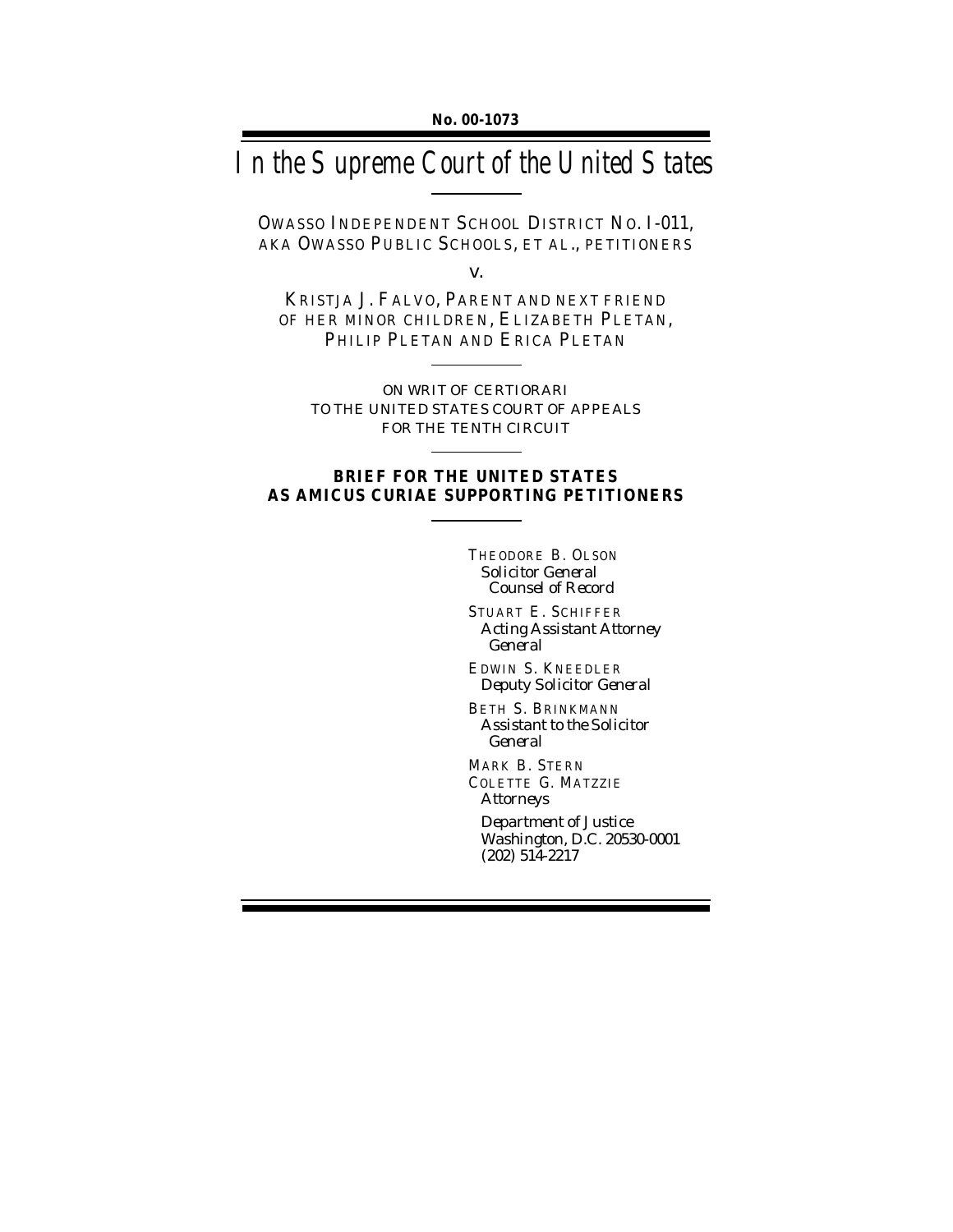No. 00-1073

# In the Supreme Court of the United States

OWASSO INDEPENDENT SCHOOL DISTRICT NO. I-011, AKA OWASSO PUBLIC SCHOOLS, ET AL., PETITIONERS

v.

KRISTJA J. FALVO, PARENT AND NEXT FRIEND OF HER MINOR CHILDREN, ELIZABETH PLETAN, PHILIP PLETAN AND ERICA PLETAN

ON WRIT OF CERTIORARI
TO THE UNITED STATES COURT OF APPEALS
FOR THE TENTH CIRCUIT

**BRIEF FOR THE UNITED STATES AS AMICUS CURIAE SUPPORTING PETITIONERS**

THEODORE B. OLSON
*Solicitor General*
*Counsel of Record*

STUART E. SCHIFFER
*Acting Assistant Attorney General*

EDWIN S. KNEEDLER
*Deputy Solicitor General*

BETH S. BRINKMANN
*Assistant to the Solicitor General*

MARK B. STERN
COLETTE G. MATZZIE
*Attorneys*

*Department of Justice*
*Washington, D.C. 20530-0001*
*(202) 514-2217*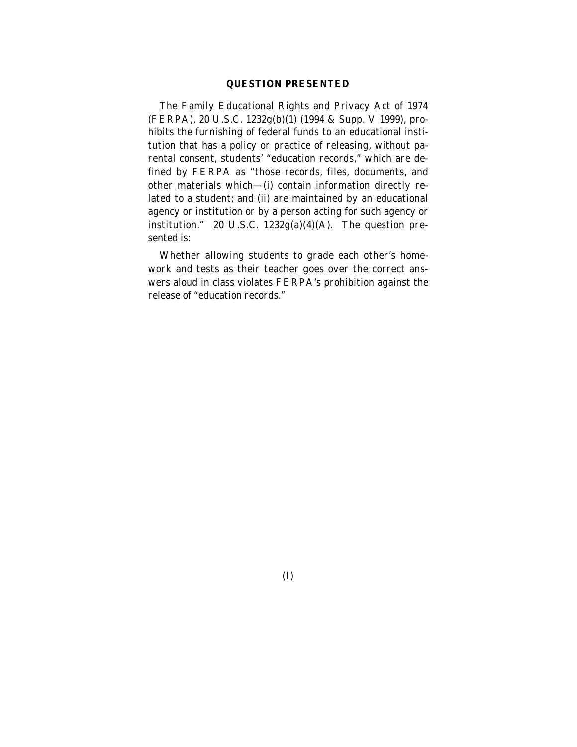## QUESTION PRESENTED

The Family Educational Rights and Privacy Act of 1974 (FERPA), 20 U.S.C. 1232g(b)(1) (1994 & Supp. V 1999), prohibits the furnishing of federal funds to an educational institution that has a policy or practice of releasing, without parental consent, students' "education records," which are defined by FERPA as "those records, files, documents, and other materials which—(i) contain information directly related to a student; and (ii) are maintained by an educational agency or institution or by a person acting for such agency or institution." 20 U.S.C. 1232g(a)(4)(A). The question presented is:

Whether allowing students to grade each other's homework and tests as their teacher goes over the correct answers aloud in class violates FERPA's prohibition against the release of "education records."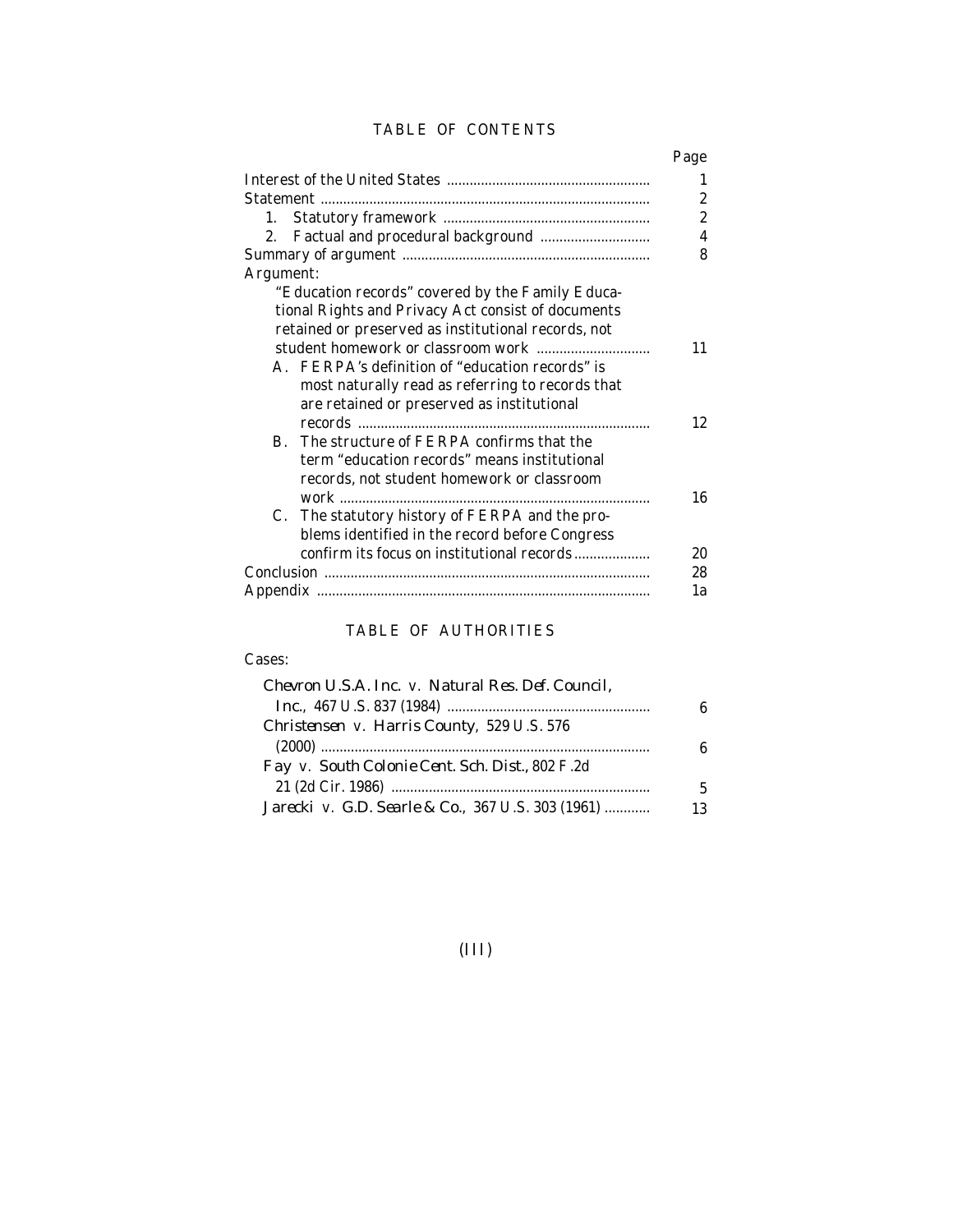## TABLE OF CONTENTS

| | Page |
|---|---|
| Interest of the United States | 1 |
| Statement | 2 |
| 1. Statutory framework | 2 |
| 2. Factual and procedural background | 4 |
| Summary of argument | 8 |
| Argument: | |
| "Education records" covered by the Family Educational Rights and Privacy Act consist of documents retained or preserved as institutional records, not student homework or classroom work | 11 |
| A. FERPA's definition of "education records" is most naturally read as referring to records that are retained or preserved as institutional records | 12 |
| B. The structure of FERPA confirms that the term "education records" means institutional records, not student homework or classroom work | 16 |
| C. The statutory history of FERPA and the problems identified in the record before Congress confirm its focus on institutional records | 20 |
| Conclusion | 28 |
| Appendix | 1a |

## TABLE OF AUTHORITIES

Cases:

| | |
|---|---|
| *Chevron U.S.A. Inc.* v. *Natural Res. Def. Council, Inc.*, 467 U.S. 837 (1984) | 6 |
| *Christensen* v. *Harris County*, 529 U.S. 576 (2000) | 6 |
| *Fay* v. *South Colonie Cent. Sch. Dist.*, 802 F.2d 21 (2d Cir. 1986) | 5 |
| *Jarecki* v. *G.D. Searle & Co.*, 367 U.S. 303 (1961) | 13 |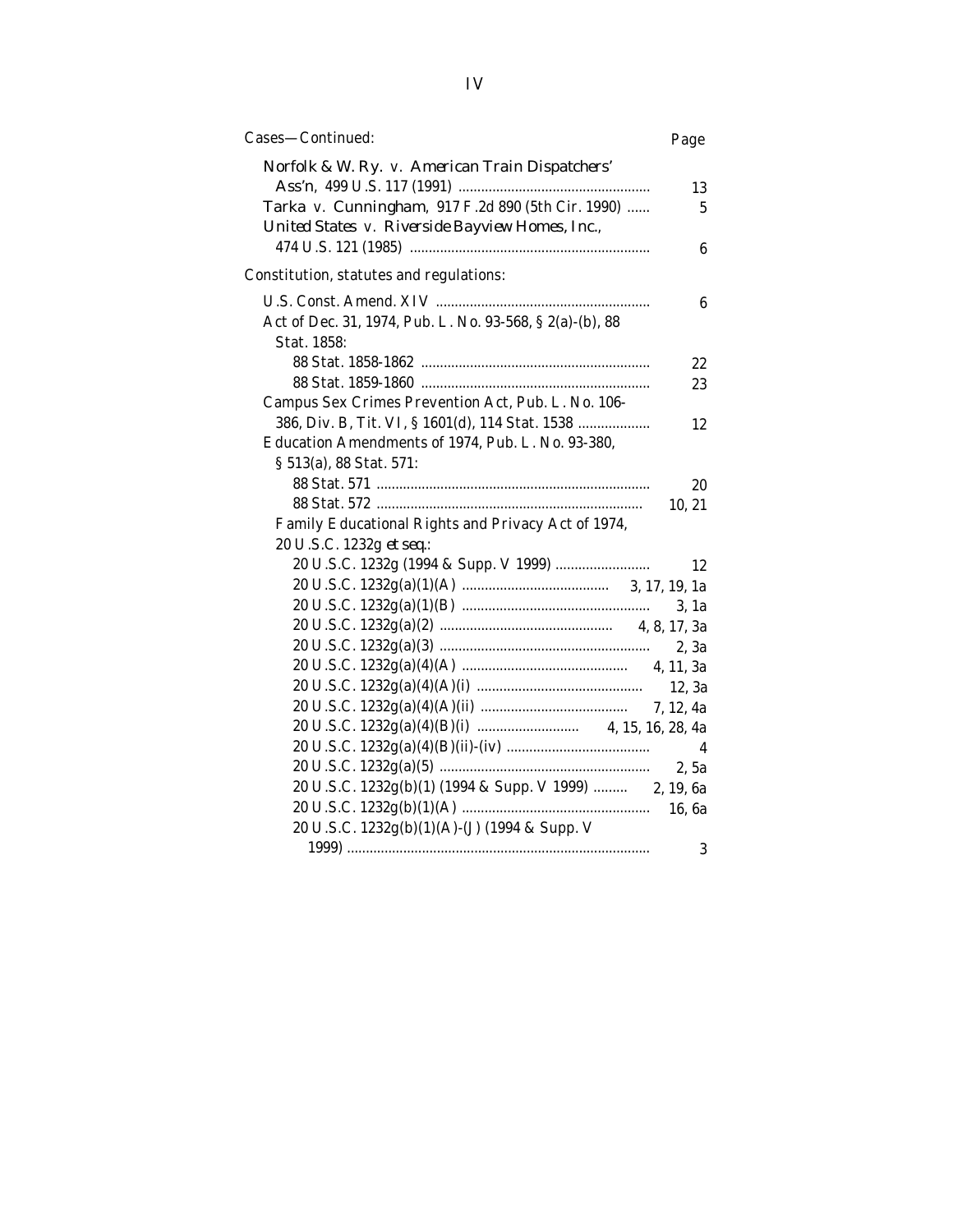Cases—Continued: Page

*Norfolk & W. Ry.* v. *American Train Dispatchers' Ass'n*, 499 U.S. 117 (1991) .................................................. 13

*Tarka* v. *Cunningham*, 917 F.2d 890 (5th Cir. 1990) ...... 5

*United States* v. *Riverside Bayview Homes, Inc.*, 474 U.S. 121 (1985) ............................................................... 6

Constitution, statutes and regulations:

U.S. Const. Amend. XIV ........................................................ 6

Act of Dec. 31, 1974, Pub. L. No. 93-568, § 2(a)-(b), 88 Stat. 1858:

- 88 Stat. 1858-1862 ............................................................ 22
- 88 Stat. 1859-1860 ............................................................ 23

Campus Sex Crimes Prevention Act, Pub. L. No. 106-386, Div. B, Tit. VI, § 1601(d), 114 Stat. 1538 ................... 12

Education Amendments of 1974, Pub. L. No. 93-380, § 513(a), 88 Stat. 571:

- 88 Stat. 571 ........................................................................ 20
- 88 Stat. 572 ........................................................................ 10, 21

Family Educational Rights and Privacy Act of 1974, 20 U.S.C. 1232g *et seq.*:

- 20 U.S.C. 1232g (1994 & Supp. V 1999) ......................... 12
- 20 U.S.C. 1232g(a)(1)(A) ....................................... 3, 17, 19, 1a
- 20 U.S.C. 1232g(a)(1)(B) .................................................. 3, 1a
- 20 U.S.C. 1232g(a)(2) ............................................. 4, 8, 17, 3a
- 20 U.S.C. 1232g(a)(3) ........................................................ 2, 3a
- 20 U.S.C. 1232g(a)(4)(A) ........................................... 4, 11, 3a
- 20 U.S.C. 1232g(a)(4)(A)(i) ............................................ 12, 3a
- 20 U.S.C. 1232g(a)(4)(A)(ii) ....................................... 7, 12, 4a
- 20 U.S.C. 1232g(a)(4)(B)(i) ........................... 4, 15, 16, 28, 4a
- 20 U.S.C. 1232g(a)(4)(B)(ii)-(iv) ...................................... 4
- 20 U.S.C. 1232g(a)(5) ........................................................ 2, 5a
- 20 U.S.C. 1232g(b)(1) (1994 & Supp. V 1999) ......... 2, 19, 6a
- 20 U.S.C. 1232g(b)(1)(A) ................................................. 16, 6a
- 20 U.S.C. 1232g(b)(1)(A)-(J) (1994 & Supp. V 1999) ................................................................................ 3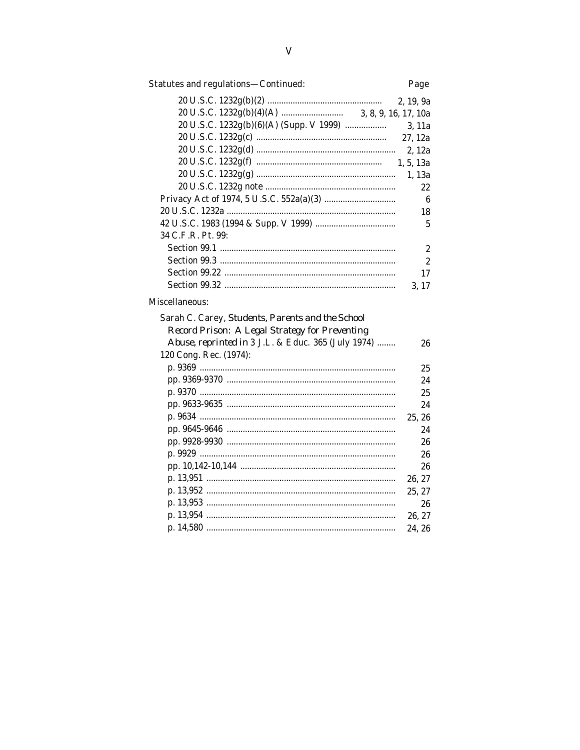| Statutes and regulations—Continued: | Page |
| --- | --- |
| 20 U.S.C. 1232g(b)(2) | 2, 19, 9a |
| 20 U.S.C. 1232g(b)(4)(A) | 3, 8, 9, 16, 17, 10a |
| 20 U.S.C. 1232g(b)(6)(A) (Supp. V 1999) | 3, 11a |
| 20 U.S.C. 1232g(c) | 27, 12a |
| 20 U.S.C. 1232g(d) | 2, 12a |
| 20 U.S.C. 1232g(f) | 1, 5, 13a |
| 20 U.S.C. 1232g(g) | 1, 13a |
| 20 U.S.C. 1232g note | 22 |
| Privacy Act of 1974, 5 U.S.C. 552a(a)(3) | 6 |
| 20 U.S.C. 1232a | 18 |
| 42 U.S.C. 1983 (1994 & Supp. V 1999) | 5 |
| 34 C.F.R. Pt. 99: | |
| Section 99.1 | 2 |
| Section 99.3 | 2 |
| Section 99.22 | 17 |
| Section 99.32 | 3, 17 |

| Miscellaneous: | |
| --- | --- |
| Sarah C. Carey, *Students, Parents and the School Record Prison: A Legal Strategy for Preventing Abuse*, *reprinted in* 3 J.L. & Educ. 365 (July 1974) | 26 |
| 120 Cong. Rec. (1974): | |
| p. 9369 | 25 |
| pp. 9369-9370 | 24 |
| p. 9370 | 25 |
| pp. 9633-9635 | 24 |
| p. 9634 | 25, 26 |
| pp. 9645-9646 | 24 |
| pp. 9928-9930 | 26 |
| p. 9929 | 26 |
| pp. 10,142-10,144 | 26 |
| p. 13,951 | 26, 27 |
| p. 13,952 | 25, 27 |
| p. 13,953 | 26 |
| p. 13,954 | 26, 27 |
| p. 14,580 | 24, 26 |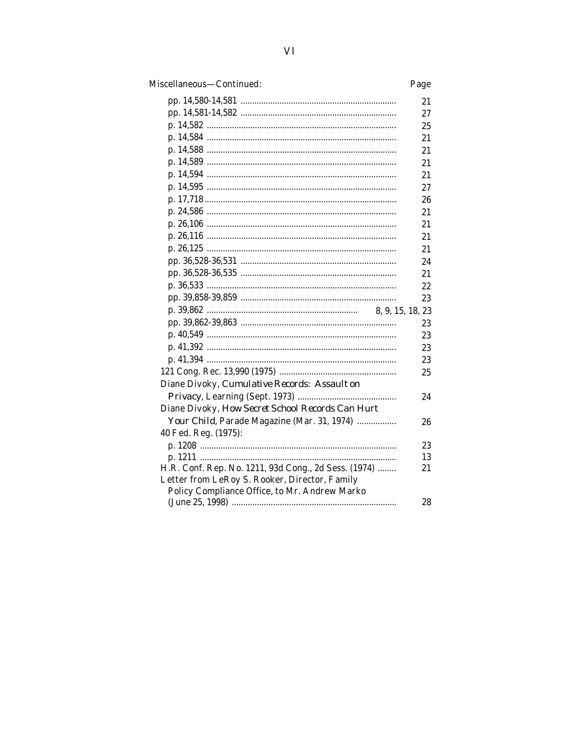Miscellaneous—Continued: | Page

| | Page |
|---|---|
| pp. 14,580-14,581 | 21 |
| pp. 14,581-14,582 | 27 |
| p. 14,582 | 25 |
| p. 14,584 | 21 |
| p. 14,588 | 21 |
| p. 14,589 | 21 |
| p. 14,594 | 21 |
| p. 14,595 | 27 |
| p. 17,718 | 26 |
| p. 24,586 | 21 |
| p. 26,106 | 21 |
| p. 26,116 | 21 |
| p. 26,125 | 21 |
| pp. 36,528-36,531 | 24 |
| pp. 36,528-36,535 | 21 |
| p. 36,533 | 22 |
| pp. 39,858-39,859 | 23 |
| p. 39,862 | 8, 9, 15, 18, 23 |
| pp. 39,862-39,863 | 23 |
| p. 40,549 | 23 |
| p. 41,392 | 23 |
| p. 41,394 | 23 |
| 121 Cong. Rec. 13,990 (1975) | 25 |
| Diane Divoky, *Cumulative Records: Assault on Privacy*, Learning (Sept. 1973) | 24 |
| Diane Divoky, *How Secret School Records Can Hurt Your Child*, Parade Magazine (Mar. 31, 1974) | 26 |
| 40 Fed. Reg. (1975): | |
| p. 1208 | 23 |
| p. 1211 | 13 |
| H.R. Conf. Rep. No. 1211, 93d Cong., 2d Sess. (1974) | 21 |
| Letter from LeRoy S. Rooker, Director, Family Policy Compliance Office, to Mr. Andrew Marko (June 25, 1998) | 28 |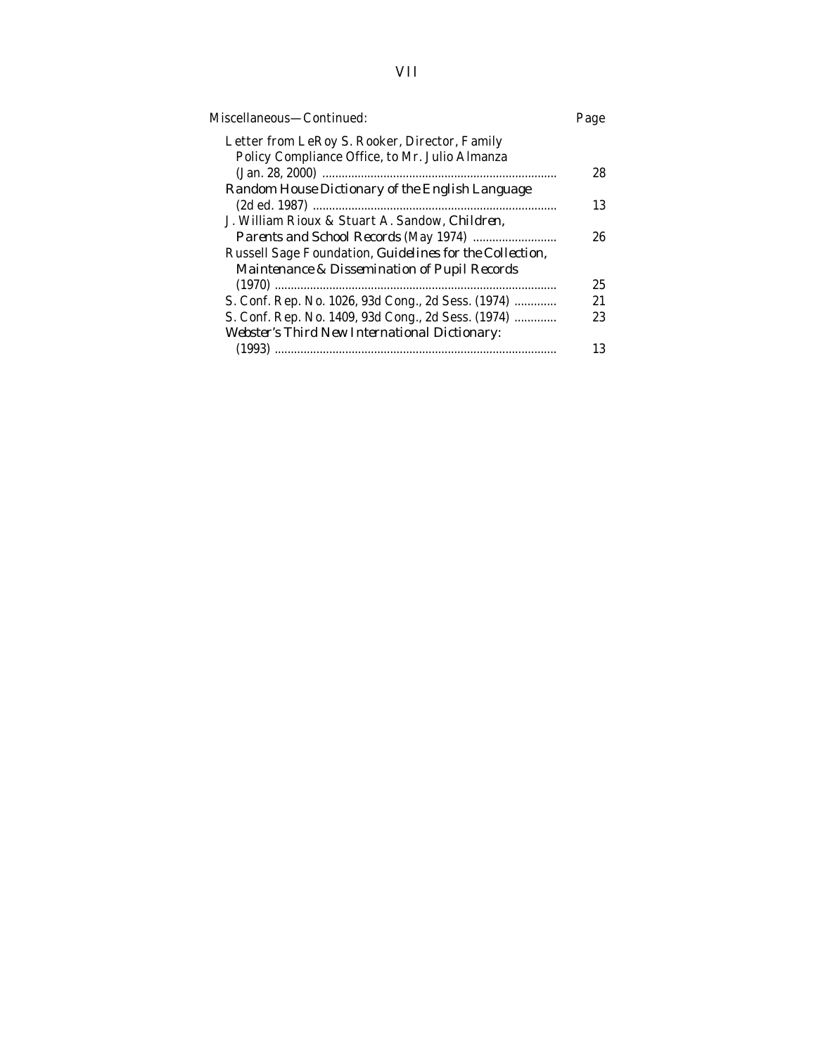| Miscellaneous—Continued: | Page |
| --- | --- |
| Letter from LeRoy S. Rooker, Director, Family Policy Compliance Office, to Mr. Julio Almanza (Jan. 28, 2000) | 28 |
| *Random House Dictionary of the English Language* (2d ed. 1987) | 13 |
| J. William Rioux & Stuart A. Sandow, *Children, Parents and School Records* (May 1974) | 26 |
| Russell Sage Foundation, *Guidelines for the Collection, Maintenance & Dissemination of Pupil Records* (1970) | 25 |
| S. Conf. Rep. No. 1026, 93d Cong., 2d Sess. (1974) | 21 |
| S. Conf. Rep. No. 1409, 93d Cong., 2d Sess. (1974) | 23 |
| *Webster's Third New International Dictionary*: (1993) | 13 |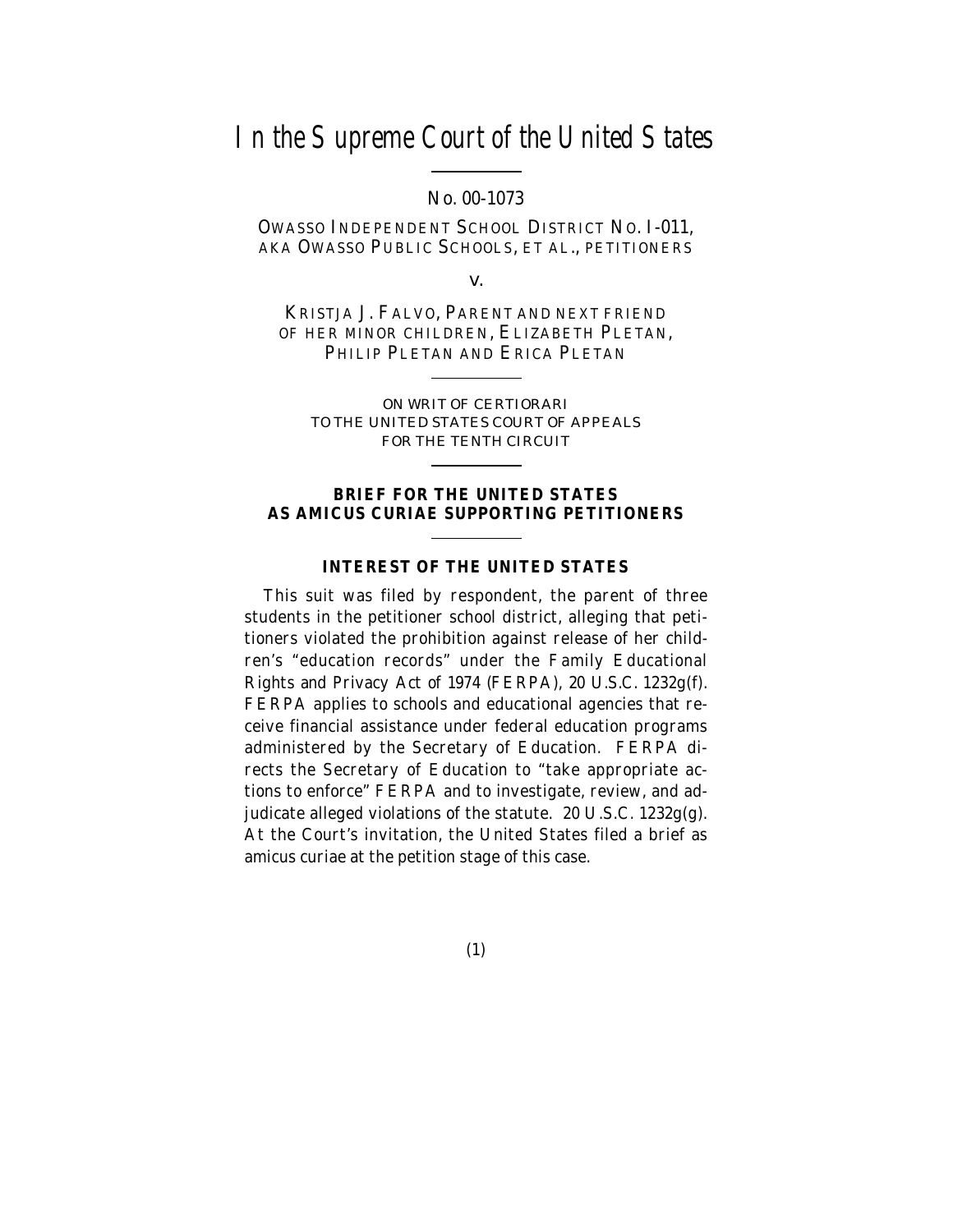# In the Supreme Court of the United States

No. 00-1073

OWASSO INDEPENDENT SCHOOL DISTRICT NO. I-011, AKA OWASSO PUBLIC SCHOOLS, ET AL., PETITIONERS

v.

KRISTJA J. FALVO, PARENT AND NEXT FRIEND OF HER MINOR CHILDREN, ELIZABETH PLETAN, PHILIP PLETAN AND ERICA PLETAN

ON WRIT OF CERTIORARI TO THE UNITED STATES COURT OF APPEALS FOR THE TENTH CIRCUIT

**BRIEF FOR THE UNITED STATES AS AMICUS CURIAE SUPPORTING PETITIONERS**

## INTEREST OF THE UNITED STATES

This suit was filed by respondent, the parent of three students in the petitioner school district, alleging that petitioners violated the prohibition against release of her children's "education records" under the Family Educational Rights and Privacy Act of 1974 (FERPA), 20 U.S.C. 1232g(f). FERPA applies to schools and educational agencies that receive financial assistance under federal education programs administered by the Secretary of Education. FERPA directs the Secretary of Education to "take appropriate actions to enforce" FERPA and to investigate, review, and adjudicate alleged violations of the statute. 20 U.S.C. 1232g(g). At the Court's invitation, the United States filed a brief as amicus curiae at the petition stage of this case.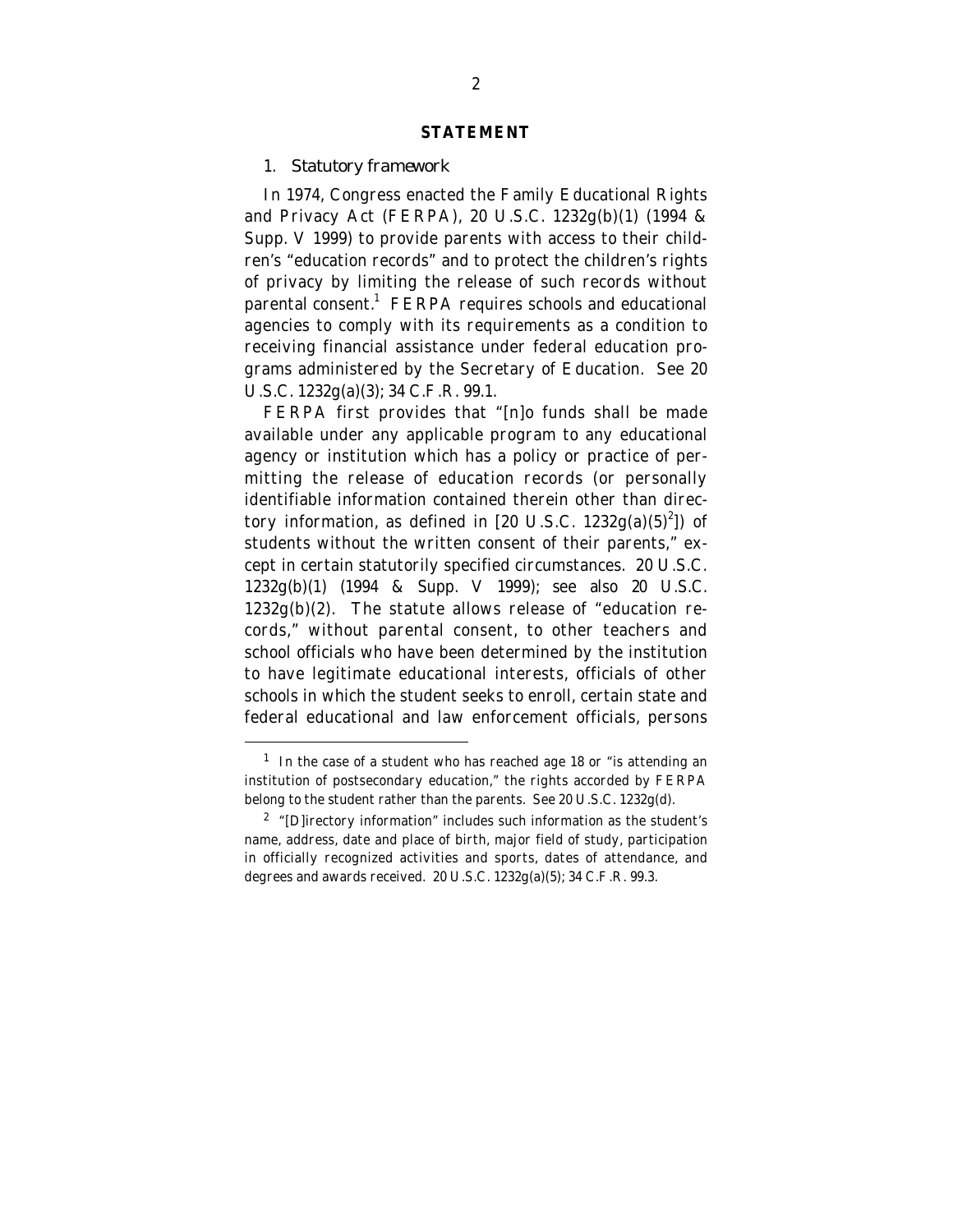## STATEMENT

### 1. *Statutory framework*

In 1974, Congress enacted the Family Educational Rights and Privacy Act (FERPA), 20 U.S.C. 1232g(b)(1) (1994 & Supp. V 1999) to provide parents with access to their children's "education records" and to protect the children's rights of privacy by limiting the release of such records without parental consent.[1] FERPA requires schools and educational agencies to comply with its requirements as a condition to receiving financial assistance under federal education programs administered by the Secretary of Education. See 20 U.S.C. 1232g(a)(3); 34 C.F.R. 99.1.

FERPA first provides that "[n]o funds shall be made available under any applicable program to any educational agency or institution which has a policy or practice of permitting the release of education records (or personally identifiable information contained therein other than directory information, as defined in [20 U.S.C. 1232g(a)(5)[2]]) of students without the written consent of their parents," except in certain statutorily specified circumstances. 20 U.S.C. 1232g(b)(1) (1994 & Supp. V 1999); see also 20 U.S.C. 1232g(b)(2). The statute allows release of "education records," without parental consent, to other teachers and school officials who have been determined by the institution to have legitimate educational interests, officials of other schools in which the student seeks to enroll, certain state and federal educational and law enforcement officials, persons

---

[1] In the case of a student who has reached age 18 or "is attending an institution of postsecondary education," the rights accorded by FERPA belong to the student rather than the parents. See 20 U.S.C. 1232g(d).

[2] "[D]irectory information" includes such information as the student's name, address, date and place of birth, major field of study, participation in officially recognized activities and sports, dates of attendance, and degrees and awards received. 20 U.S.C. 1232g(a)(5); 34 C.F.R. 99.3.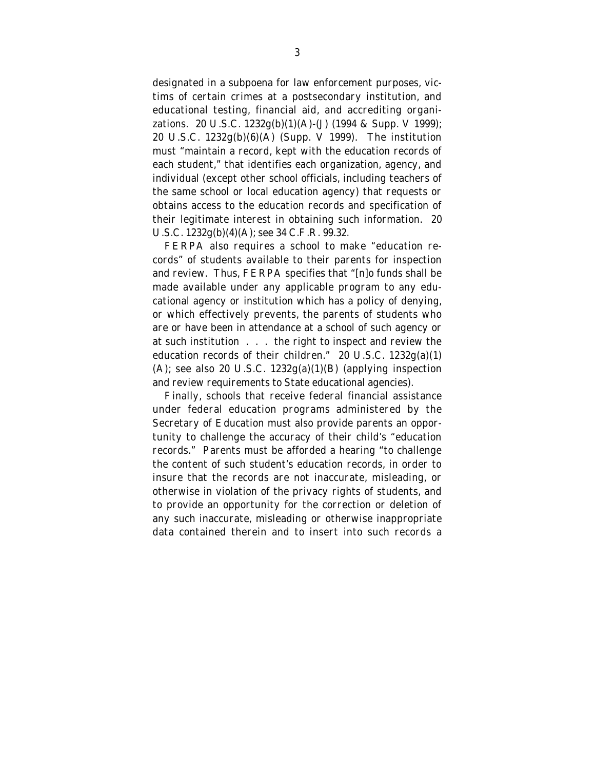designated in a subpoena for law enforcement purposes, victims of certain crimes at a postsecondary institution, and educational testing, financial aid, and accrediting organizations. 20 U.S.C. 1232g(b)(1)(A)-(J) (1994 & Supp. V 1999); 20 U.S.C. 1232g(b)(6)(A) (Supp. V 1999). The institution must "maintain a record, kept with the education records of each student," that identifies each organization, agency, and individual (except other school officials, including teachers of the same school or local education agency) that requests or obtains access to the education records and specification of their legitimate interest in obtaining such information. 20 U.S.C. 1232g(b)(4)(A); see 34 C.F.R. 99.32.

FERPA also requires a school to make "education records" of students available to their parents for inspection and review. Thus, FERPA specifies that "[n]o funds shall be made available under any applicable program to any educational agency or institution which has a policy of denying, or which effectively prevents, the parents of students who are or have been in attendance at a school of such agency or at such institution . . . the right to inspect and review the education records of their children." 20 U.S.C. 1232g(a)(1)(A); see also 20 U.S.C. 1232g(a)(1)(B) (applying inspection and review requirements to State educational agencies).

Finally, schools that receive federal financial assistance under federal education programs administered by the Secretary of Education must also provide parents an opportunity to challenge the accuracy of their child's "education records." Parents must be afforded a hearing "to challenge the content of such student's education records, in order to insure that the records are not inaccurate, misleading, or otherwise in violation of the privacy rights of students, and to provide an opportunity for the correction or deletion of any such inaccurate, misleading or otherwise inappropriate data contained therein and to insert into such records a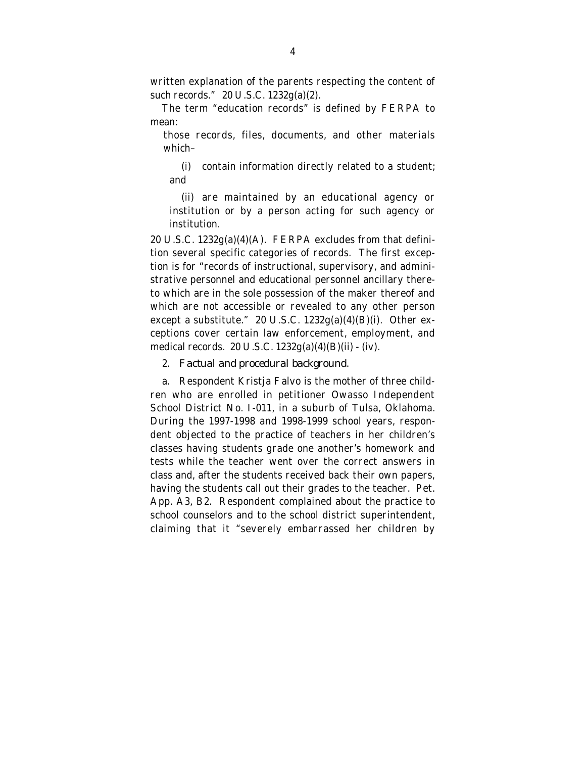written explanation of the parents respecting the content of such records." 20 U.S.C. 1232g(a)(2).

The term "education records" is defined by FERPA to mean:

> those records, files, documents, and other materials which–
>
> (i) contain information directly related to a student; and
>
> (ii) are maintained by an educational agency or institution or by a person acting for such agency or institution.

20 U.S.C. 1232g(a)(4)(A). FERPA excludes from that definition several specific categories of records. The first exception is for "records of instructional, supervisory, and administrative personnel and educational personnel ancillary thereto which are in the sole possession of the maker thereof and which are not accessible or revealed to any other person except a substitute." 20 U.S.C. 1232g(a)(4)(B)(i). Other exceptions cover certain law enforcement, employment, and medical records. 20 U.S.C. 1232g(a)(4)(B)(ii) - (iv).

2. *Factual and procedural background.*

a. Respondent Kristja Falvo is the mother of three children who are enrolled in petitioner Owasso Independent School District No. I-011, in a suburb of Tulsa, Oklahoma. During the 1997-1998 and 1998-1999 school years, respondent objected to the practice of teachers in her children's classes having students grade one another's homework and tests while the teacher went over the correct answers in class and, after the students received back their own papers, having the students call out their grades to the teacher. Pet. App. A3, B2. Respondent complained about the practice to school counselors and to the school district superintendent, claiming that it "severely embarrassed her children by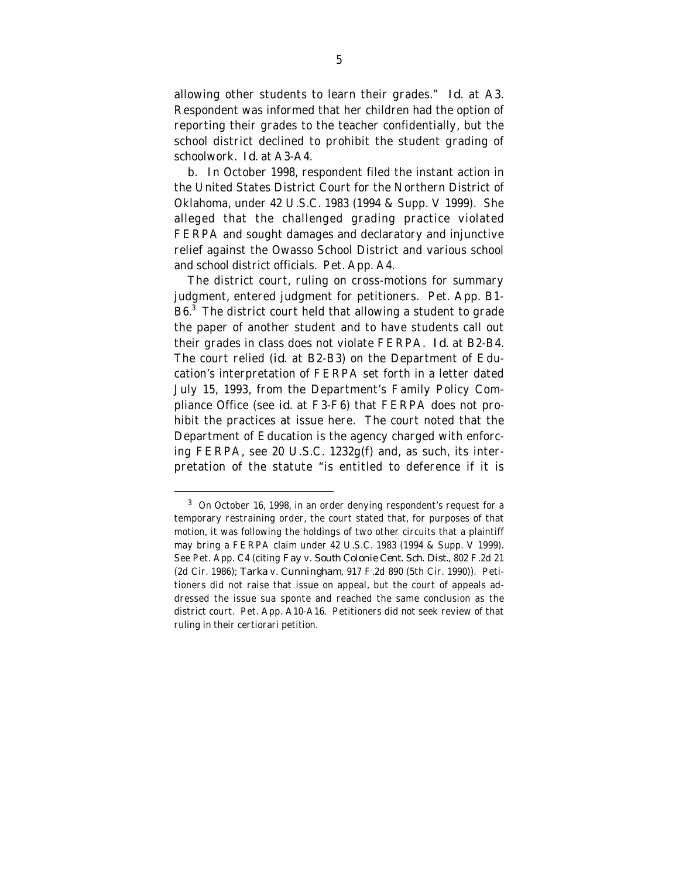allowing other students to learn their grades." *Id.* at A3. Respondent was informed that her children had the option of reporting their grades to the teacher confidentially, but the school district declined to prohibit the student grading of schoolwork. *Id.* at A3-A4.

b. In October 1998, respondent filed the instant action in the United States District Court for the Northern District of Oklahoma, under 42 U.S.C. 1983 (1994 & Supp. V 1999). She alleged that the challenged grading practice violated FERPA and sought damages and declaratory and injunctive relief against the Owasso School District and various school and school district officials. Pet. App. A4.

The district court, ruling on cross-motions for summary judgment, entered judgment for petitioners. Pet. App. B1-B6.[3] The district court held that allowing a student to grade the paper of another student and to have students call out their grades in class does not violate FERPA. *Id.* at B2-B4. The court relied (*id.* at B2-B3) on the Department of Education's interpretation of FERPA set forth in a letter dated July 15, 1993, from the Department's Family Policy Compliance Office (see *id.* at F3-F6) that FERPA does not prohibit the practices at issue here. The court noted that the Department of Education is the agency charged with enforcing FERPA, see 20 U.S.C. 1232g(f) and, as such, its interpretation of the statute "is entitled to deference if it is

[3] On October 16, 1998, in an order denying respondent's request for a temporary restraining order, the court stated that, for purposes of that motion, it was following the holdings of two other circuits that a plaintiff may bring a FERPA claim under 42 U.S.C. 1983 (1994 & Supp. V 1999). See Pet. App. C4 (citing *Fay* v. *South Colonie Cent. Sch. Dist.*, 802 F.2d 21 (2d Cir. 1986); *Tarka* v. *Cunningham*, 917 F.2d 890 (5th Cir. 1990)). Petitioners did not raise that issue on appeal, but the court of appeals addressed the issue sua sponte and reached the same conclusion as the district court. Pet. App. A10-A16. Petitioners did not seek review of that ruling in their certiorari petition.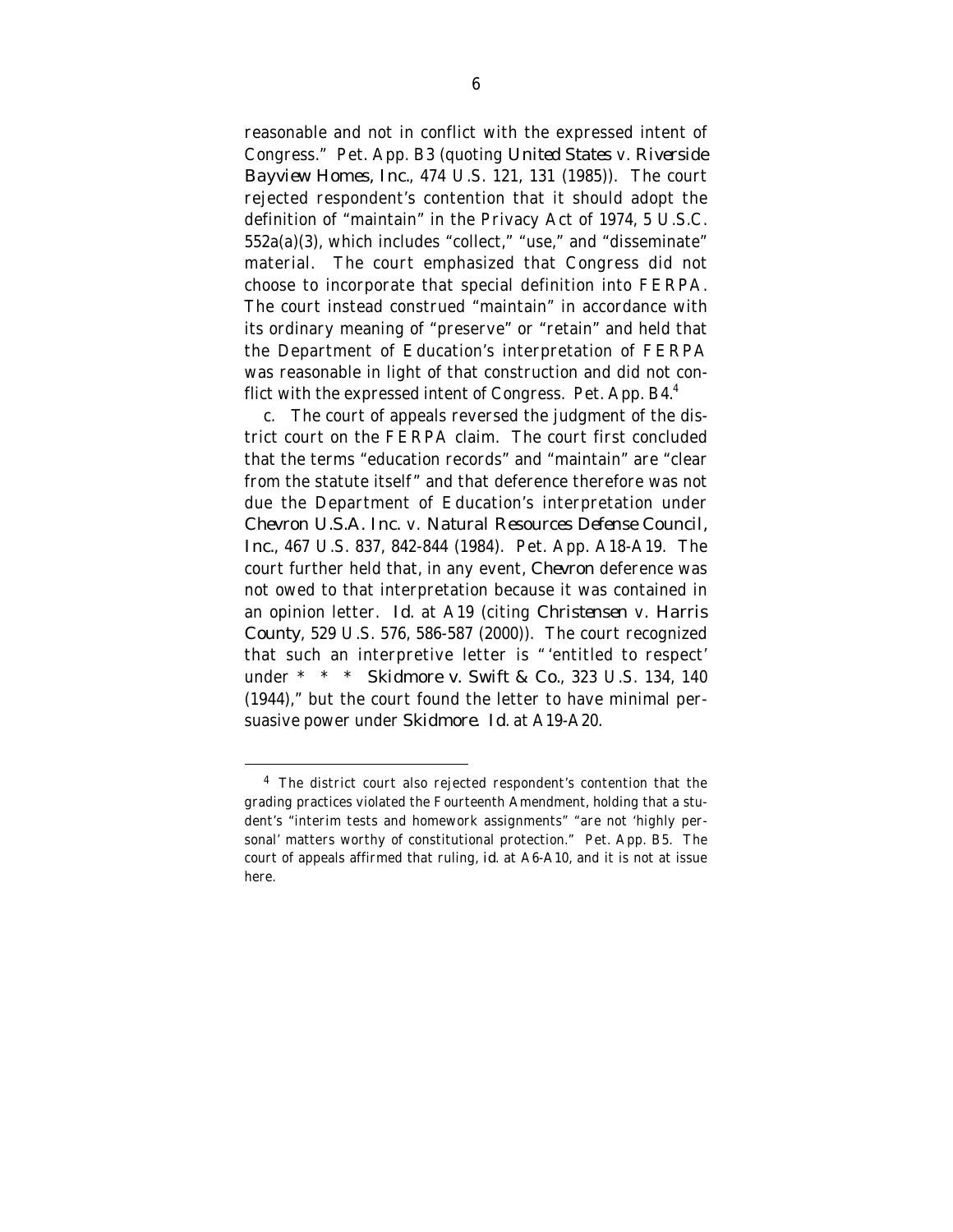reasonable and not in conflict with the expressed intent of Congress." Pet. App. B3 (quoting *United States* v. *Riverside Bayview Homes, Inc.*, 474 U.S. 121, 131 (1985)). The court rejected respondent's contention that it should adopt the definition of "maintain" in the Privacy Act of 1974, 5 U.S.C. 552a(a)(3), which includes "collect," "use," and "disseminate" material. The court emphasized that Congress did not choose to incorporate that special definition into FERPA. The court instead construed "maintain" in accordance with its ordinary meaning of "preserve" or "retain" and held that the Department of Education's interpretation of FERPA was reasonable in light of that construction and did not conflict with the expressed intent of Congress. Pet. App. B4.[4]

c. The court of appeals reversed the judgment of the district court on the FERPA claim. The court first concluded that the terms "education records" and "maintain" are "clear from the statute itself" and that deference therefore was not due the Department of Education's interpretation under *Chevron U.S.A. Inc.* v. *Natural Resources Defense Council, Inc.*, 467 U.S. 837, 842-844 (1984). Pet. App. A18-A19. The court further held that, in any event, *Chevron* deference was not owed to that interpretation because it was contained in an opinion letter. *Id.* at A19 (citing *Christensen* v. *Harris County*, 529 U.S. 576, 586-587 (2000)). The court recognized that such an interpretive letter is "'entitled to respect' under * * * *Skidmore* v. *Swift & Co.*, 323 U.S. 134, 140 (1944)," but the court found the letter to have minimal persuasive power under *Skidmore*. *Id.* at A19-A20.

[4] The district court also rejected respondent's contention that the grading practices violated the Fourteenth Amendment, holding that a student's "interim tests and homework assignments" "are not 'highly personal' matters worthy of constitutional protection." Pet. App. B5. The court of appeals affirmed that ruling, *id.* at A6-A10, and it is not at issue here.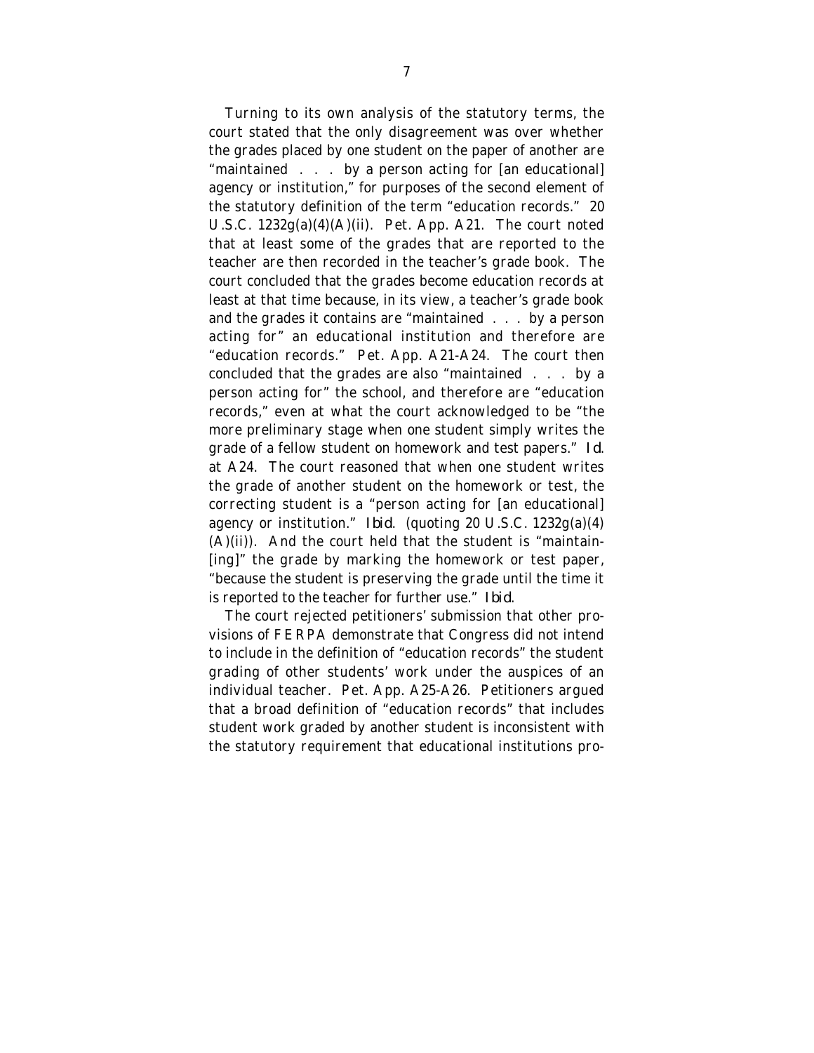Turning to its own analysis of the statutory terms, the court stated that the only disagreement was over whether the grades placed by one student on the paper of another are "maintained . . . by a person acting for [an educational] agency or institution," for purposes of the second element of the statutory definition of the term "education records." 20 U.S.C. 1232g(a)(4)(A)(ii). Pet. App. A21. The court noted that at least some of the grades that are reported to the teacher are then recorded in the teacher's grade book. The court concluded that the grades become education records at least at that time because, in its view, a teacher's grade book and the grades it contains are "maintained . . . by a person acting for" an educational institution and therefore are "education records." Pet. App. A21-A24. The court then concluded that the grades are also "maintained . . . by a person acting for" the school, and therefore are "education records," even at what the court acknowledged to be "the more preliminary stage when one student simply writes the grade of a fellow student on homework and test papers." *Id.* at A24. The court reasoned that when one student writes the grade of another student on the homework or test, the correcting student is a "person acting for [an educational] agency or institution." *Ibid.* (quoting 20 U.S.C. 1232g(a)(4)(A)(ii)). And the court held that the student is "maintain-[ing]" the grade by marking the homework or test paper, "because the student is preserving the grade until the time it is reported to the teacher for further use." *Ibid.*

The court rejected petitioners' submission that other provisions of FERPA demonstrate that Congress did not intend to include in the definition of "education records" the student grading of other students' work under the auspices of an individual teacher. Pet. App. A25-A26. Petitioners argued that a broad definition of "education records" that includes student work graded by another student is inconsistent with the statutory requirement that educational institutions pro-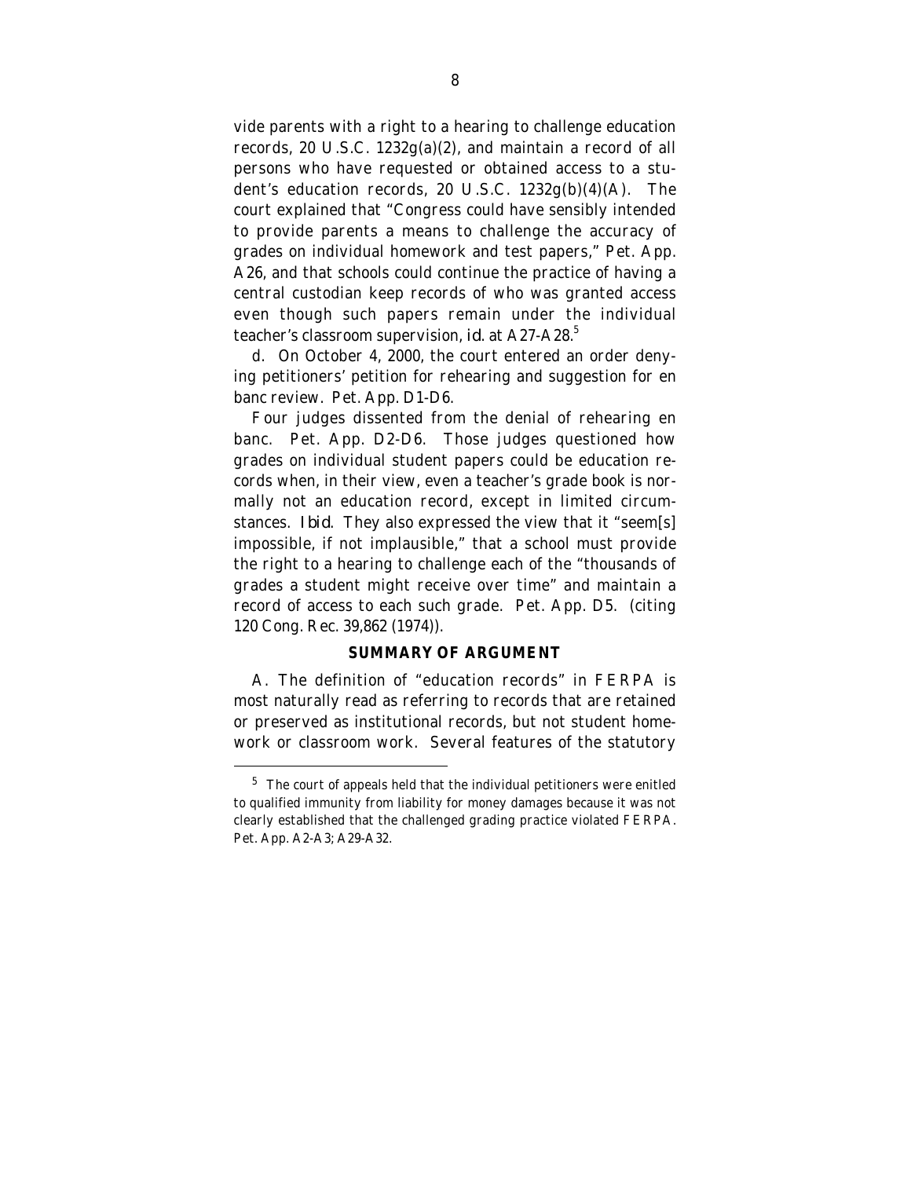vide parents with a right to a hearing to challenge education records, 20 U.S.C. 1232g(a)(2), and maintain a record of all persons who have requested or obtained access to a student's education records, 20 U.S.C. 1232g(b)(4)(A). The court explained that "Congress could have sensibly intended to provide parents a means to challenge the accuracy of grades on individual homework and test papers," Pet. App. A26, and that schools could continue the practice of having a central custodian keep records of who was granted access even though such papers remain under the individual teacher's classroom supervision, *id.* at A27-A28.[5]

d. On October 4, 2000, the court entered an order denying petitioners' petition for rehearing and suggestion for en banc review. Pet. App. D1-D6.

Four judges dissented from the denial of rehearing en banc. Pet. App. D2-D6. Those judges questioned how grades on individual student papers could be education records when, in their view, even a teacher's grade book is normally not an education record, except in limited circumstances. *Ibid.* They also expressed the view that it "seem[s] impossible, if not implausible," that a school must provide the right to a hearing to challenge each of the "thousands of grades a student might receive over time" and maintain a record of access to each such grade. Pet. App. D5. (citing 120 Cong. Rec. 39,862 (1974)).

## SUMMARY OF ARGUMENT

A. The definition of "education records" in FERPA is most naturally read as referring to records that are retained or preserved as institutional records, but not student homework or classroom work. Several features of the statutory

---

[5] The court of appeals held that the individual petitioners were enitled to qualified immunity from liability for money damages because it was not clearly established that the challenged grading practice violated FERPA. Pet. App. A2-A3; A29-A32.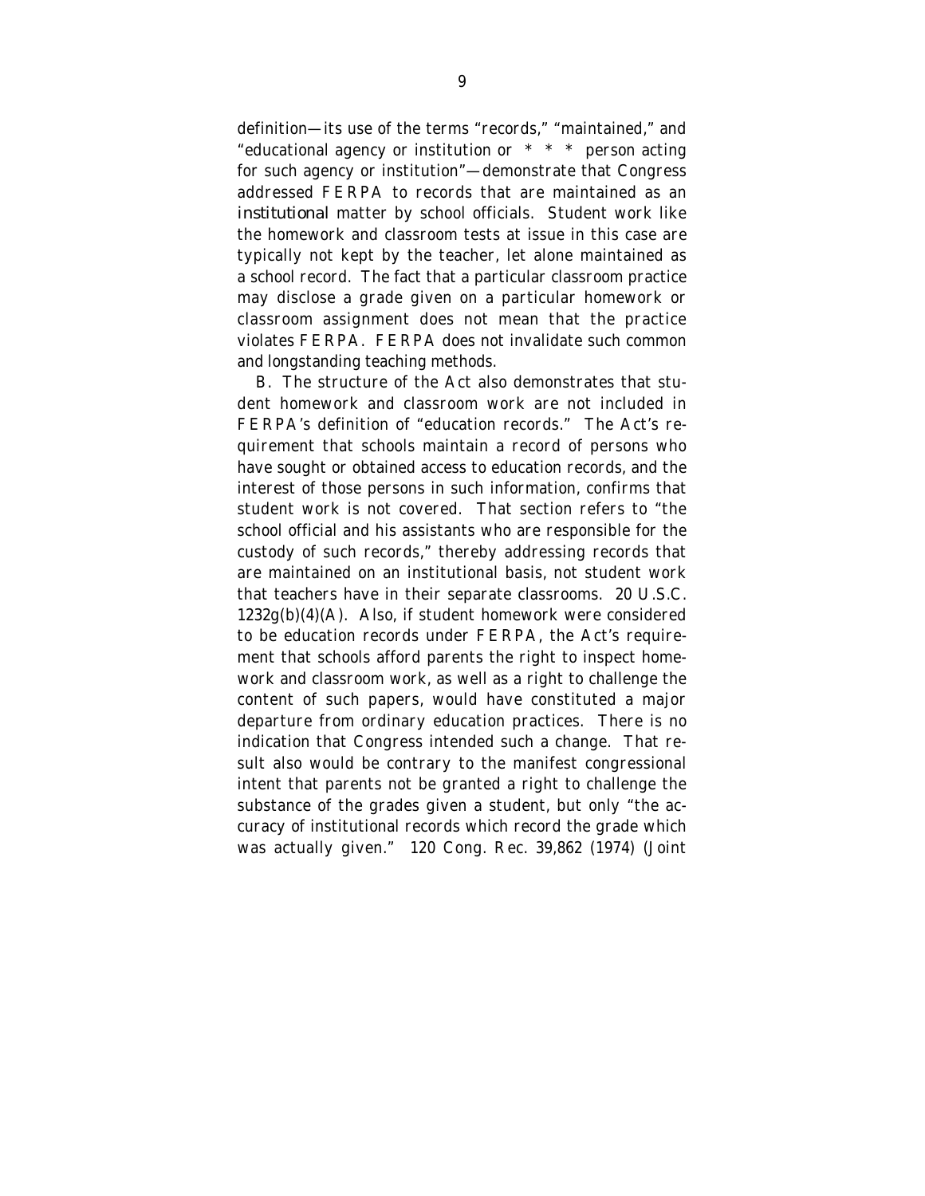definition—its use of the terms "records," "maintained," and "educational agency or institution or * * * person acting for such agency or institution"—demonstrate that Congress addressed FERPA to records that are maintained as an *institutional* matter by school officials. Student work like the homework and classroom tests at issue in this case are typically not kept by the teacher, let alone maintained as a school record. The fact that a particular classroom practice may disclose a grade given on a particular homework or classroom assignment does not mean that the practice violates FERPA. FERPA does not invalidate such common and longstanding teaching methods.

B. The structure of the Act also demonstrates that student homework and classroom work are not included in FERPA's definition of "education records." The Act's requirement that schools maintain a record of persons who have sought or obtained access to education records, and the interest of those persons in such information, confirms that student work is not covered. That section refers to "the school official and his assistants who are responsible for the custody of such records," thereby addressing records that are maintained on an institutional basis, not student work that teachers have in their separate classrooms. 20 U.S.C. 1232g(b)(4)(A). Also, if student homework were considered to be education records under FERPA, the Act's requirement that schools afford parents the right to inspect homework and classroom work, as well as a right to challenge the content of such papers, would have constituted a major departure from ordinary education practices. There is no indication that Congress intended such a change. That result also would be contrary to the manifest congressional intent that parents not be granted a right to challenge the substance of the grades given a student, but only "the accuracy of institutional records which record the grade which was actually given." 120 Cong. Rec. 39,862 (1974) (Joint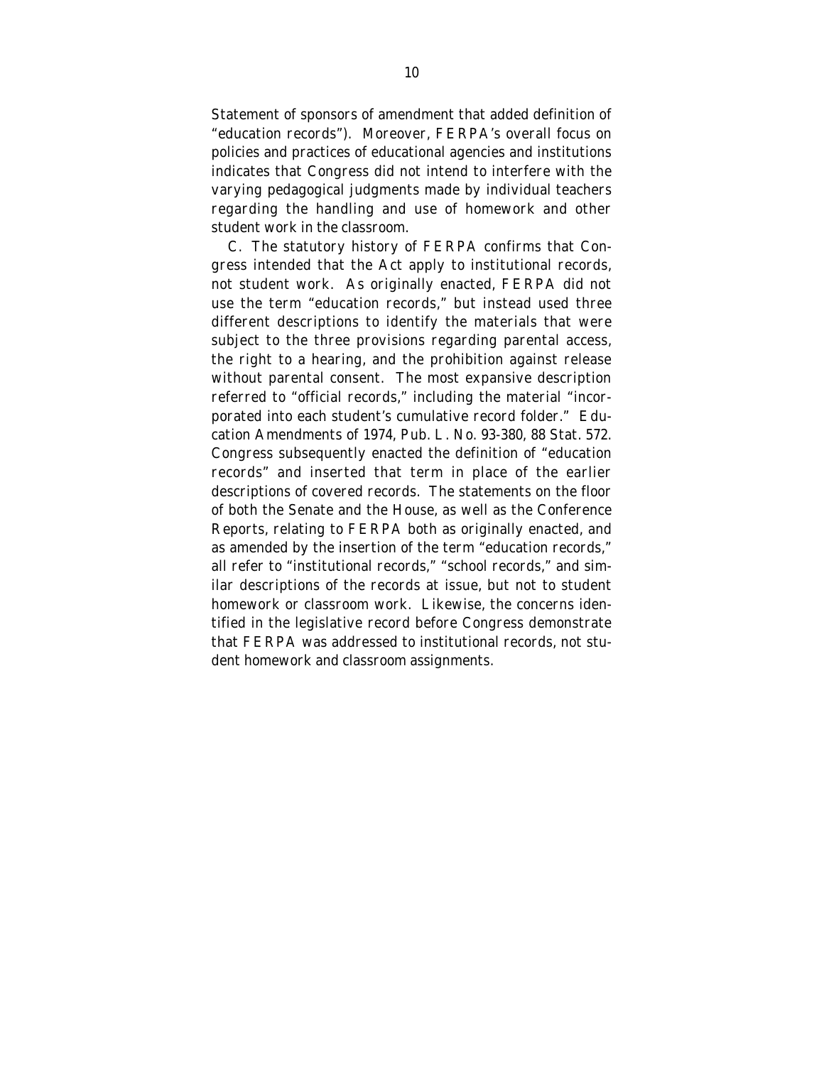Statement of sponsors of amendment that added definition of "education records"). Moreover, FERPA's overall focus on policies and practices of educational agencies and institutions indicates that Congress did not intend to interfere with the varying pedagogical judgments made by individual teachers regarding the handling and use of homework and other student work in the classroom.

C. The statutory history of FERPA confirms that Congress intended that the Act apply to institutional records, not student work. As originally enacted, FERPA did not use the term "education records," but instead used three different descriptions to identify the materials that were subject to the three provisions regarding parental access, the right to a hearing, and the prohibition against release without parental consent. The most expansive description referred to "official records," including the material "incorporated into each student's cumulative record folder." Education Amendments of 1974, Pub. L. No. 93-380, 88 Stat. 572. Congress subsequently enacted the definition of "education records" and inserted that term in place of the earlier descriptions of covered records. The statements on the floor of both the Senate and the House, as well as the Conference Reports, relating to FERPA both as originally enacted, and as amended by the insertion of the term "education records," all refer to "institutional records," "school records," and similar descriptions of the records at issue, but not to student homework or classroom work. Likewise, the concerns identified in the legislative record before Congress demonstrate that FERPA was addressed to institutional records, not student homework and classroom assignments.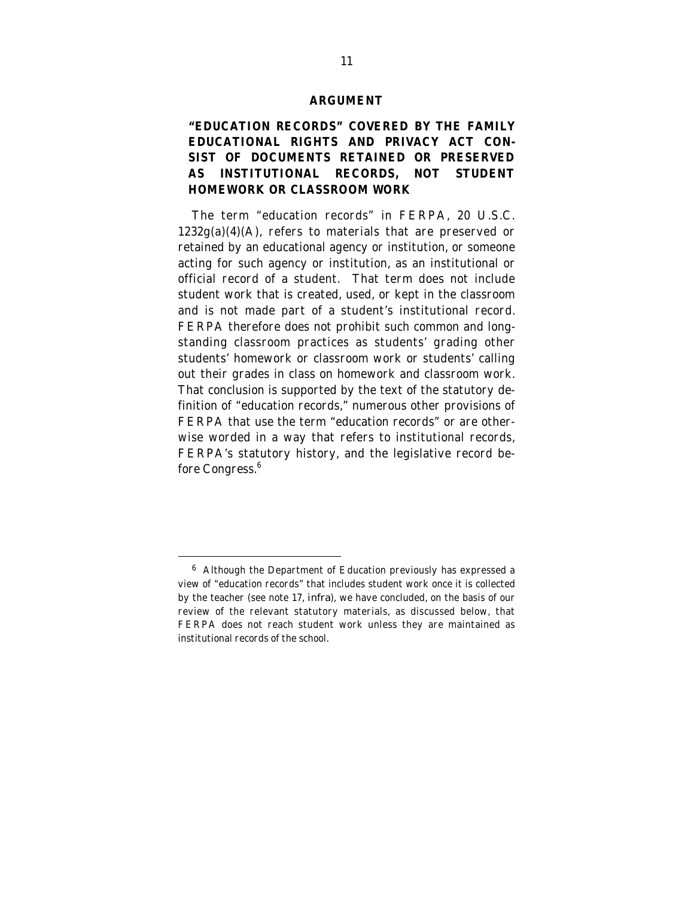## ARGUMENT

### "EDUCATION RECORDS" COVERED BY THE FAMILY EDUCATIONAL RIGHTS AND PRIVACY ACT CONSIST OF DOCUMENTS RETAINED OR PRESERVED AS INSTITUTIONAL RECORDS, NOT STUDENT HOMEWORK OR CLASSROOM WORK

The term "education records" in FERPA, 20 U.S.C. 1232g(a)(4)(A), refers to materials that are preserved or retained by an educational agency or institution, or someone acting for such agency or institution, as an institutional or official record of a student. That term does not include student work that is created, used, or kept in the classroom and is not made part of a student's institutional record. FERPA therefore does not prohibit such common and long-standing classroom practices as students' grading other students' homework or classroom work or students' calling out their grades in class on homework and classroom work. That conclusion is supported by the text of the statutory definition of "education records," numerous other provisions of FERPA that use the term "education records" or are otherwise worded in a way that refers to institutional records, FERPA's statutory history, and the legislative record before Congress.[6]

---

[6] Although the Department of Education previously has expressed a view of "education records" that includes student work once it is collected by the teacher (see note 17, *infra*), we have concluded, on the basis of our review of the relevant statutory materials, as discussed below, that FERPA does not reach student work unless they are maintained as institutional records of the school.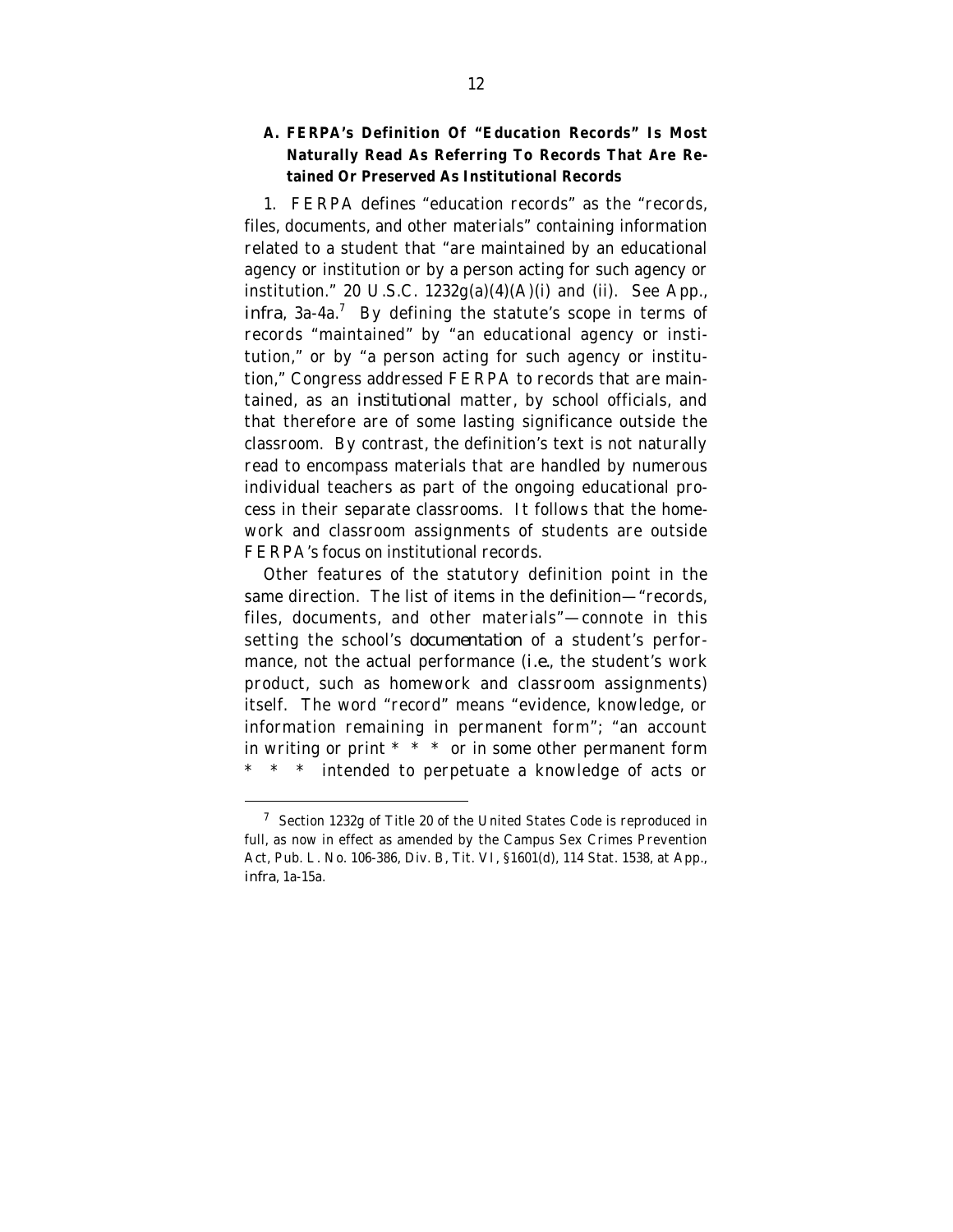### A. FERPA's Definition Of "Education Records" Is Most Naturally Read As Referring To Records That Are Retained Or Preserved As Institutional Records

1. FERPA defines "education records" as the "records, files, documents, and other materials" containing information related to a student that "are maintained by an educational agency or institution or by a person acting for such agency or institution." 20 U.S.C. 1232g(a)(4)(A)(i) and (ii). See App., *infra*, 3a-4a.[7] By defining the statute's scope in terms of records "maintained" by "an educational agency or institution," or by "a person acting for such agency or institution," Congress addressed FERPA to records that are maintained, as an *institutional* matter, by school officials, and that therefore are of some lasting significance outside the classroom. By contrast, the definition's text is not naturally read to encompass materials that are handled by numerous individual teachers as part of the ongoing educational process in their separate classrooms. It follows that the homework and classroom assignments of students are outside FERPA's focus on institutional records.

Other features of the statutory definition point in the same direction. The list of items in the definition—"records, files, documents, and other materials"—connote in this setting the school's *documentation* of a student's performance, not the actual performance (*i.e.*, the student's work product, such as homework and classroom assignments) itself. The word "record" means "evidence, knowledge, or information remaining in permanent form"; "an account in writing or print * * * or in some other permanent form * * * intended to perpetuate a knowledge of acts or

[7] Section 1232g of Title 20 of the United States Code is reproduced in full, as now in effect as amended by the Campus Sex Crimes Prevention Act, Pub. L. No. 106-386, Div. B, Tit. VI, §1601(d), 114 Stat. 1538, at App., *infra*, 1a-15a.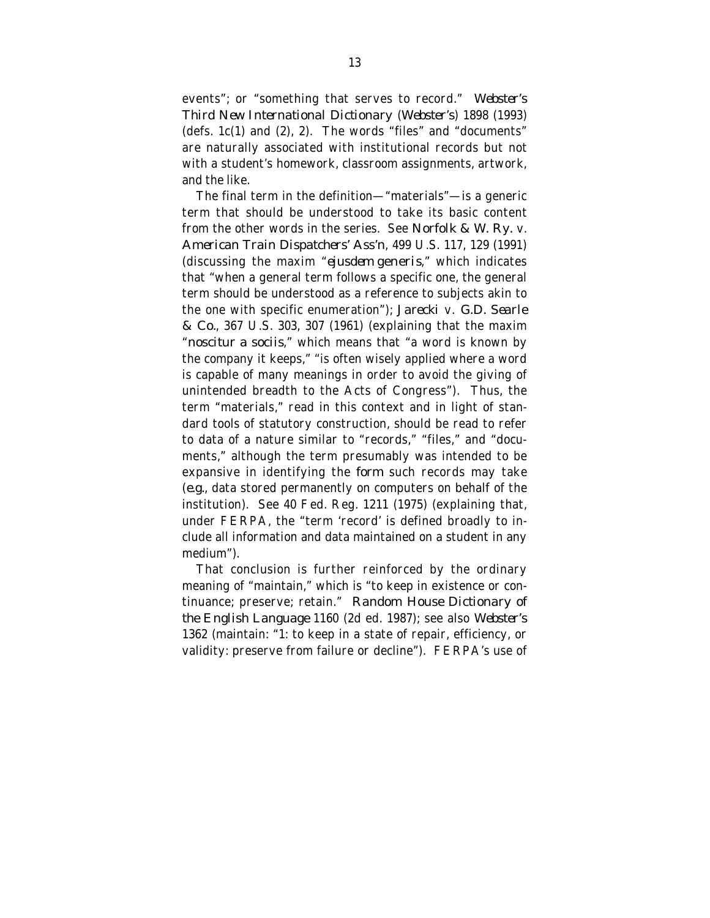events"; or "something that serves to record." *Webster's Third New International Dictionary* (*Webster's*) 1898 (1993) (defs. 1c(1) and (2), 2). The words "files" and "documents" are naturally associated with institutional records but not with a student's homework, classroom assignments, artwork, and the like.

The final term in the definition—"materials"—is a generic term that should be understood to take its basic content from the other words in the series. See *Norfolk & W. Ry.* v. *American Train Dispatchers' Ass'n*, 499 U.S. 117, 129 (1991) (discussing the maxim "*ejusdem generis*," which indicates that "when a general term follows a specific one, the general term should be understood as a reference to subjects akin to the one with specific enumeration"); *Jarecki* v. *G.D. Searle & Co.*, 367 U.S. 303, 307 (1961) (explaining that the maxim "*noscitur a sociis*," which means that "a word is known by the company it keeps," "is often wisely applied where a word is capable of many meanings in order to avoid the giving of unintended breadth to the Acts of Congress"). Thus, the term "materials," read in this context and in light of standard tools of statutory construction, should be read to refer to data of a nature similar to "records," "files," and "documents," although the term presumably was intended to be expansive in identifying the *form* such records may take (*e.g.*, data stored permanently on computers on behalf of the institution). See 40 Fed. Reg. 1211 (1975) (explaining that, under FERPA, the "term 'record' is defined broadly to include all information and data maintained on a student in any medium").

That conclusion is further reinforced by the ordinary meaning of "maintain," which is "to keep in existence or continuance; preserve; retain." *Random House Dictionary of the English Language* 1160 (2d ed. 1987); see also *Webster's* 1362 (maintain: "1: to keep in a state of repair, efficiency, or validity: preserve from failure or decline"). FERPA's use of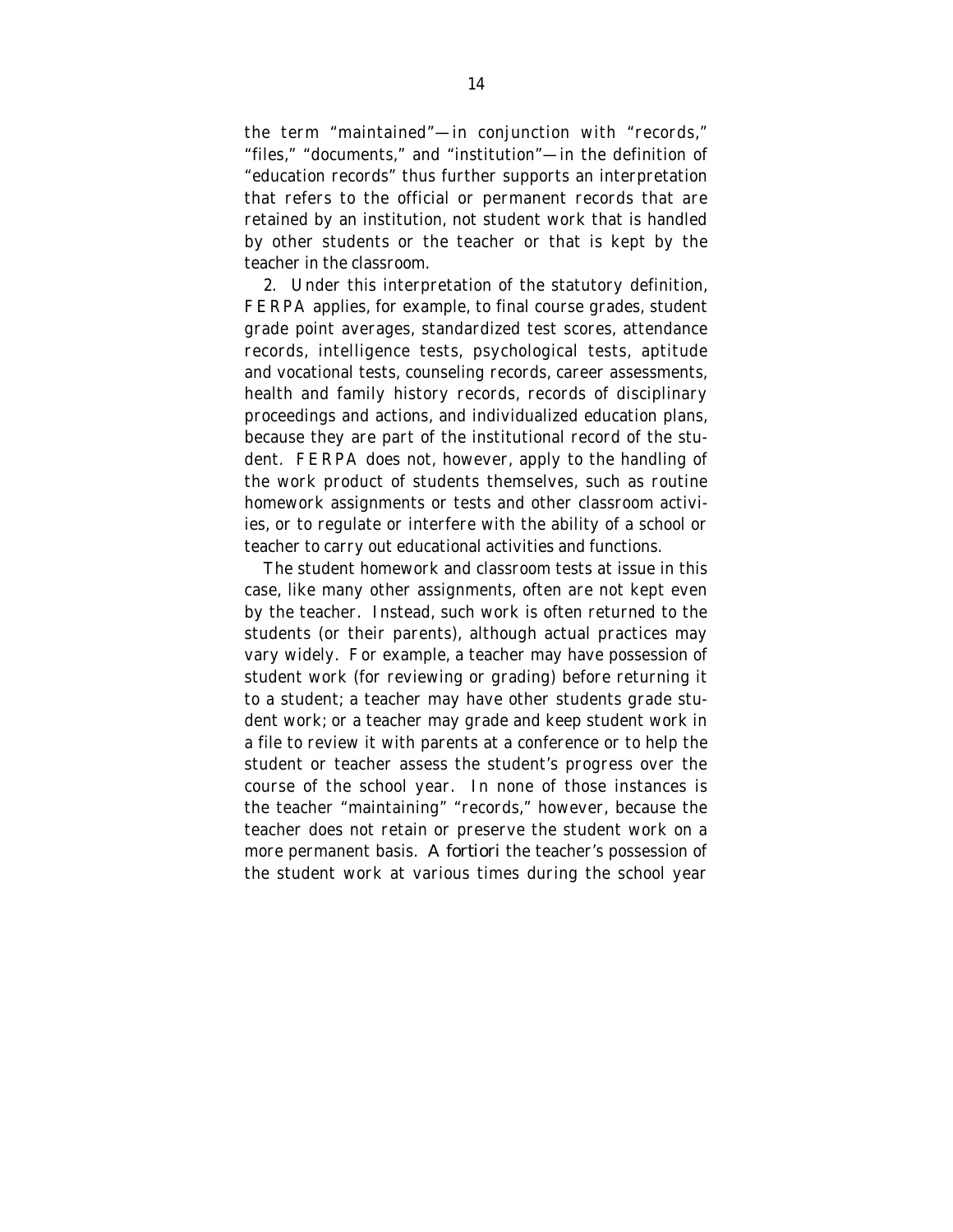the term "maintained"—in conjunction with "records," "files," "documents," and "institution"—in the definition of "education records" thus further supports an interpretation that refers to the official or permanent records that are retained by an institution, not student work that is handled by other students or the teacher or that is kept by the teacher in the classroom.

2. Under this interpretation of the statutory definition, FERPA applies, for example, to final course grades, student grade point averages, standardized test scores, attendance records, intelligence tests, psychological tests, aptitude and vocational tests, counseling records, career assessments, health and family history records, records of disciplinary proceedings and actions, and individualized education plans, because they are part of the institutional record of the student. FERPA does not, however, apply to the handling of the work product of students themselves, such as routine homework assignments or tests and other classroom activiies, or to regulate or interfere with the ability of a school or teacher to carry out educational activities and functions.

The student homework and classroom tests at issue in this case, like many other assignments, often are not kept even by the teacher. Instead, such work is often returned to the students (or their parents), although actual practices may vary widely. For example, a teacher may have possession of student work (for reviewing or grading) before returning it to a student; a teacher may have other students grade student work; or a teacher may grade and keep student work in a file to review it with parents at a conference or to help the student or teacher assess the student's progress over the course of the school year. In none of those instances is the teacher "maintaining" "records," however, because the teacher does not retain or preserve the student work on a more permanent basis. *A fortiori* the teacher's possession of the student work at various times during the school year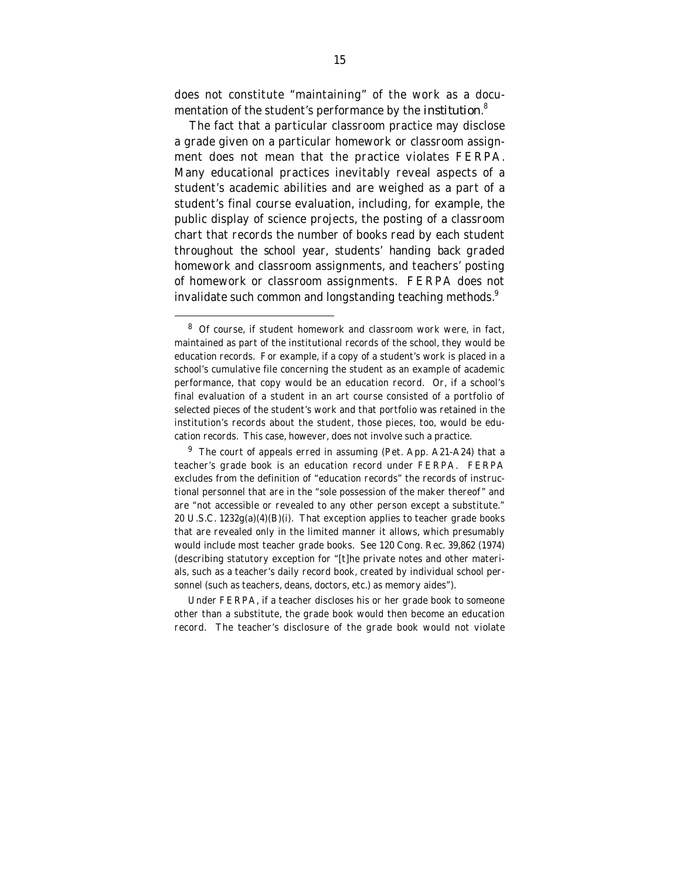does not constitute "maintaining" of the work as a documentation of the student's performance by the *institution*.[8]

The fact that a particular classroom practice may disclose a grade given on a particular homework or classroom assignment does not mean that the practice violates FERPA. Many educational practices inevitably reveal aspects of a student's academic abilities and are weighed as a part of a student's final course evaluation, including, for example, the public display of science projects, the posting of a classroom chart that records the number of books read by each student throughout the school year, students' handing back graded homework and classroom assignments, and teachers' posting of homework or classroom assignments. FERPA does not invalidate such common and longstanding teaching methods.[9]

---

[8] Of course, if student homework and classroom work were, in fact, maintained as part of the institutional records of the school, they would be education records. For example, if a copy of a student's work is placed in a school's cumulative file concerning the student as an example of academic performance, that copy would be an education record. Or, if a school's final evaluation of a student in an art course consisted of a portfolio of selected pieces of the student's work and that portfolio was retained in the institution's records about the student, those pieces, too, would be education records. This case, however, does not involve such a practice.

[9] The court of appeals erred in assuming (Pet. App. A21-A24) that a teacher's grade book is an education record under FERPA. FERPA excludes from the definition of "education records" the records of instructional personnel that are in the "sole possession of the maker thereof" and are "not accessible or revealed to any other person except a substitute." 20 U.S.C. 1232g(a)(4)(B)(i). That exception applies to teacher grade books that are revealed only in the limited manner it allows, which presumably would include most teacher grade books. See 120 Cong. Rec. 39,862 (1974) (describing statutory exception for "[t]he private notes and other materials, such as a teacher's daily record book, created by individual school personnel (such as teachers, deans, doctors, etc.) as memory aides").

Under FERPA, if a teacher discloses his or her grade book to someone other than a substitute, the grade book would then become an education record. The teacher's disclosure of the grade book would not violate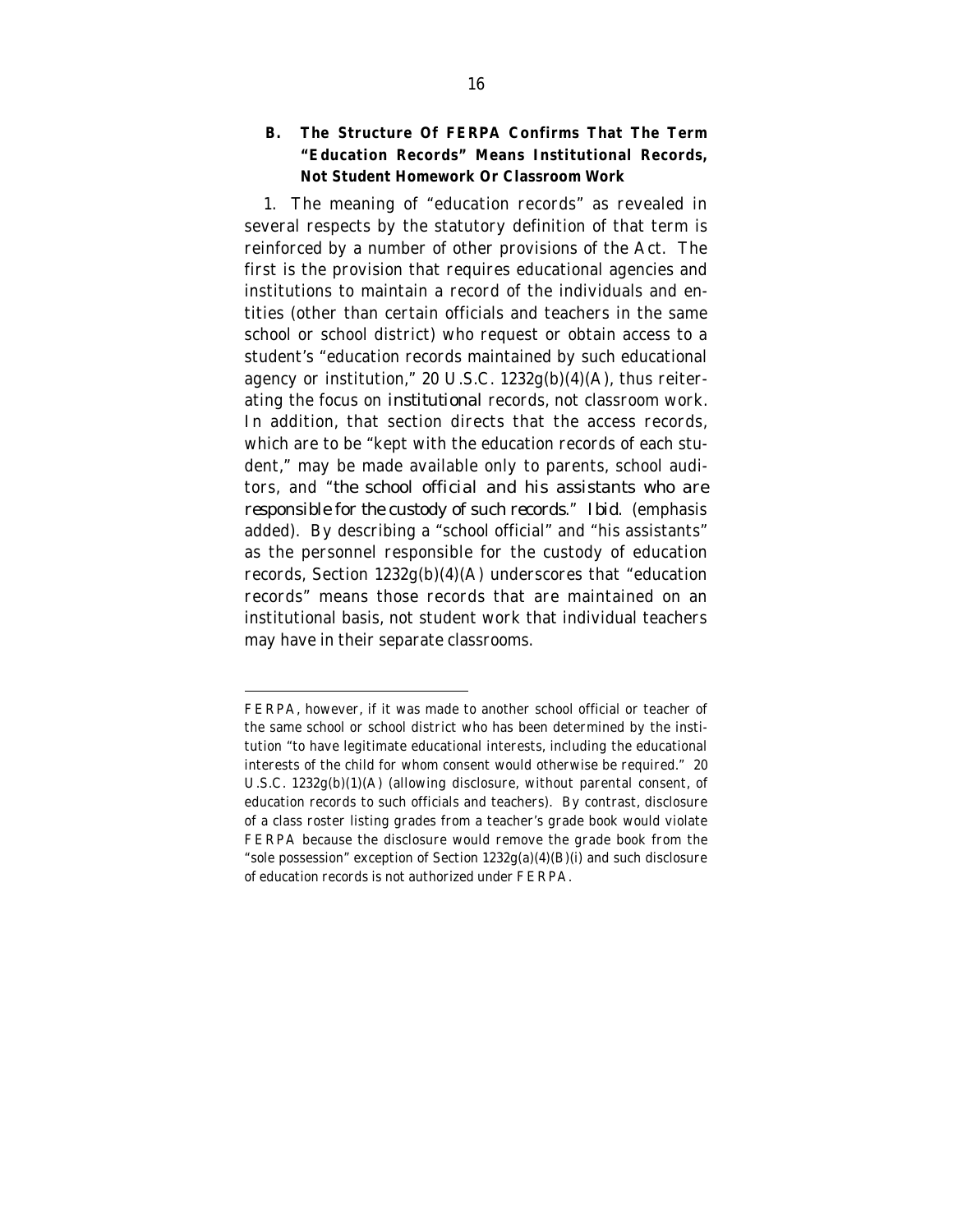### B. The Structure Of FERPA Confirms That The Term "Education Records" Means Institutional Records, Not Student Homework Or Classroom Work

1. The meaning of "education records" as revealed in several respects by the statutory definition of that term is reinforced by a number of other provisions of the Act. The first is the provision that requires educational agencies and institutions to maintain a record of the individuals and entities (other than certain officials and teachers in the same school or school district) who request or obtain access to a student's "education records maintained by such educational agency or institution," 20 U.S.C. 1232g(b)(4)(A), thus reiterating the focus on *institutional* records, not classroom work. In addition, that section directs that the access records, which are to be "kept with the education records of each student," may be made available only to parents, school auditors, and "*the school official and his assistants who are responsible for the custody of such records*." *Ibid.* (emphasis added). By describing a "school official" and "his assistants" as the personnel responsible for the custody of education records, Section 1232g(b)(4)(A) underscores that "education records" means those records that are maintained on an institutional basis, not student work that individual teachers may have in their separate classrooms.

---

FERPA, however, if it was made to another school official or teacher of the same school or school district who has been determined by the institution "to have legitimate educational interests, including the educational interests of the child for whom consent would otherwise be required." 20 U.S.C. 1232g(b)(1)(A) (allowing disclosure, without parental consent, of education records to such officials and teachers). By contrast, disclosure of a class roster listing grades from a teacher's grade book would violate FERPA because the disclosure would remove the grade book from the "sole possession" exception of Section 1232g(a)(4)(B)(i) and such disclosure of education records is not authorized under FERPA.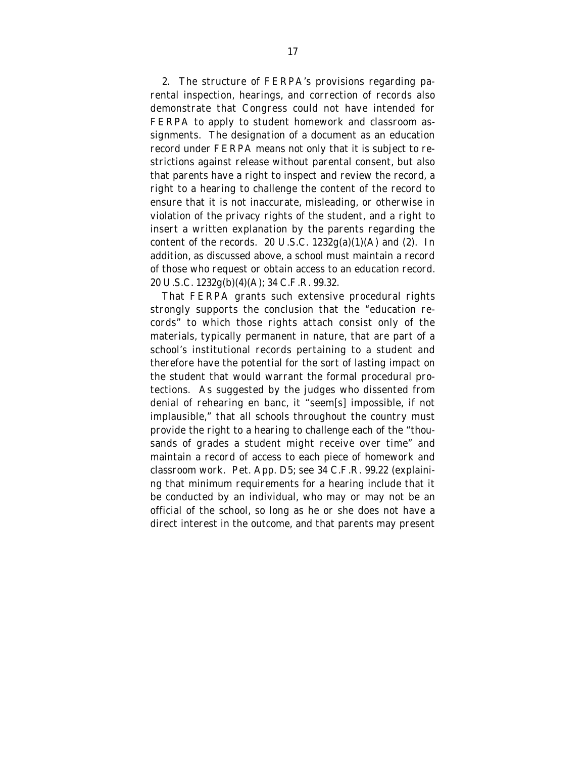2. The structure of FERPA's provisions regarding parental inspection, hearings, and correction of records also demonstrate that Congress could not have intended for FERPA to apply to student homework and classroom assignments. The designation of a document as an education record under FERPA means not only that it is subject to restrictions against release without parental consent, but also that parents have a right to inspect and review the record, a right to a hearing to challenge the content of the record to ensure that it is not inaccurate, misleading, or otherwise in violation of the privacy rights of the student, and a right to insert a written explanation by the parents regarding the content of the records. 20 U.S.C. 1232g(a)(1)(A) and (2). In addition, as discussed above, a school must maintain a record of those who request or obtain access to an education record. 20 U.S.C. 1232g(b)(4)(A); 34 C.F.R. 99.32.

That FERPA grants such extensive procedural rights strongly supports the conclusion that the "education records" to which those rights attach consist only of the materials, typically permanent in nature, that are part of a school's institutional records pertaining to a student and therefore have the potential for the sort of lasting impact on the student that would warrant the formal procedural protections. As suggested by the judges who dissented from denial of rehearing en banc, it "seem[s] impossible, if not implausible," that all schools throughout the country must provide the right to a hearing to challenge each of the "thousands of grades a student might receive over time" and maintain a record of access to each piece of homework and classroom work. Pet. App. D5; see 34 C.F.R. 99.22 (explaining that minimum requirements for a hearing include that it be conducted by an individual, who may or may not be an official of the school, so long as he or she does not have a direct interest in the outcome, and that parents may present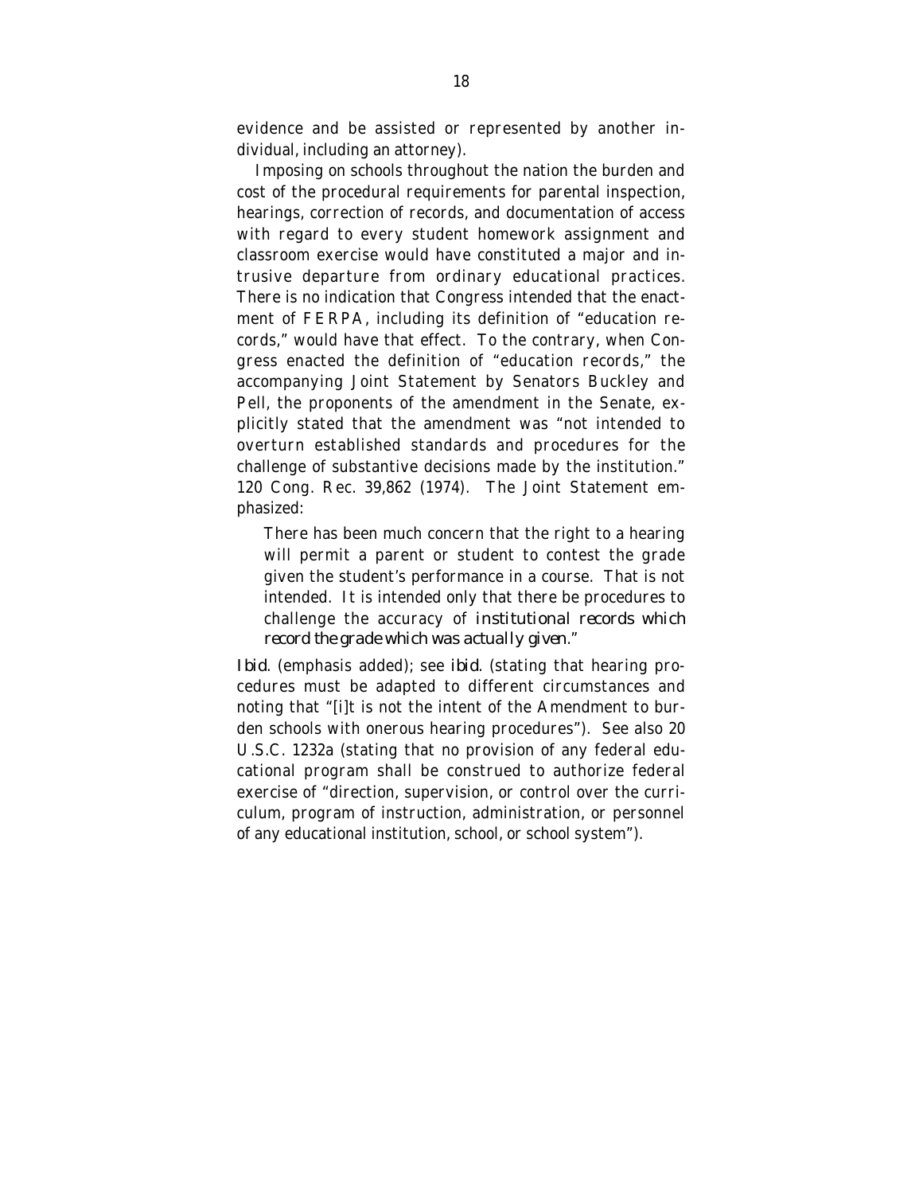evidence and be assisted or represented by another individual, including an attorney).

Imposing on schools throughout the nation the burden and cost of the procedural requirements for parental inspection, hearings, correction of records, and documentation of access with regard to every student homework assignment and classroom exercise would have constituted a major and intrusive departure from ordinary educational practices. There is no indication that Congress intended that the enactment of FERPA, including its definition of "education records," would have that effect. To the contrary, when Congress enacted the definition of "education records," the accompanying Joint Statement by Senators Buckley and Pell, the proponents of the amendment in the Senate, explicitly stated that the amendment was "not intended to overturn established standards and procedures for the challenge of substantive decisions made by the institution." 120 Cong. Rec. 39,862 (1974). The Joint Statement emphasized:

> There has been much concern that the right to a hearing will permit a parent or student to contest the grade given the student's performance in a course. That is not intended. It is intended only that there be procedures to challenge the accuracy of *institutional records which record the grade which was actually given*."

*Ibid*. (emphasis added); see *ibid*. (stating that hearing procedures must be adapted to different circumstances and noting that "[i]t is not the intent of the Amendment to burden schools with onerous hearing procedures"). See also 20 U.S.C. 1232a (stating that no provision of any federal educational program shall be construed to authorize federal exercise of "direction, supervision, or control over the curriculum, program of instruction, administration, or personnel of any educational institution, school, or school system").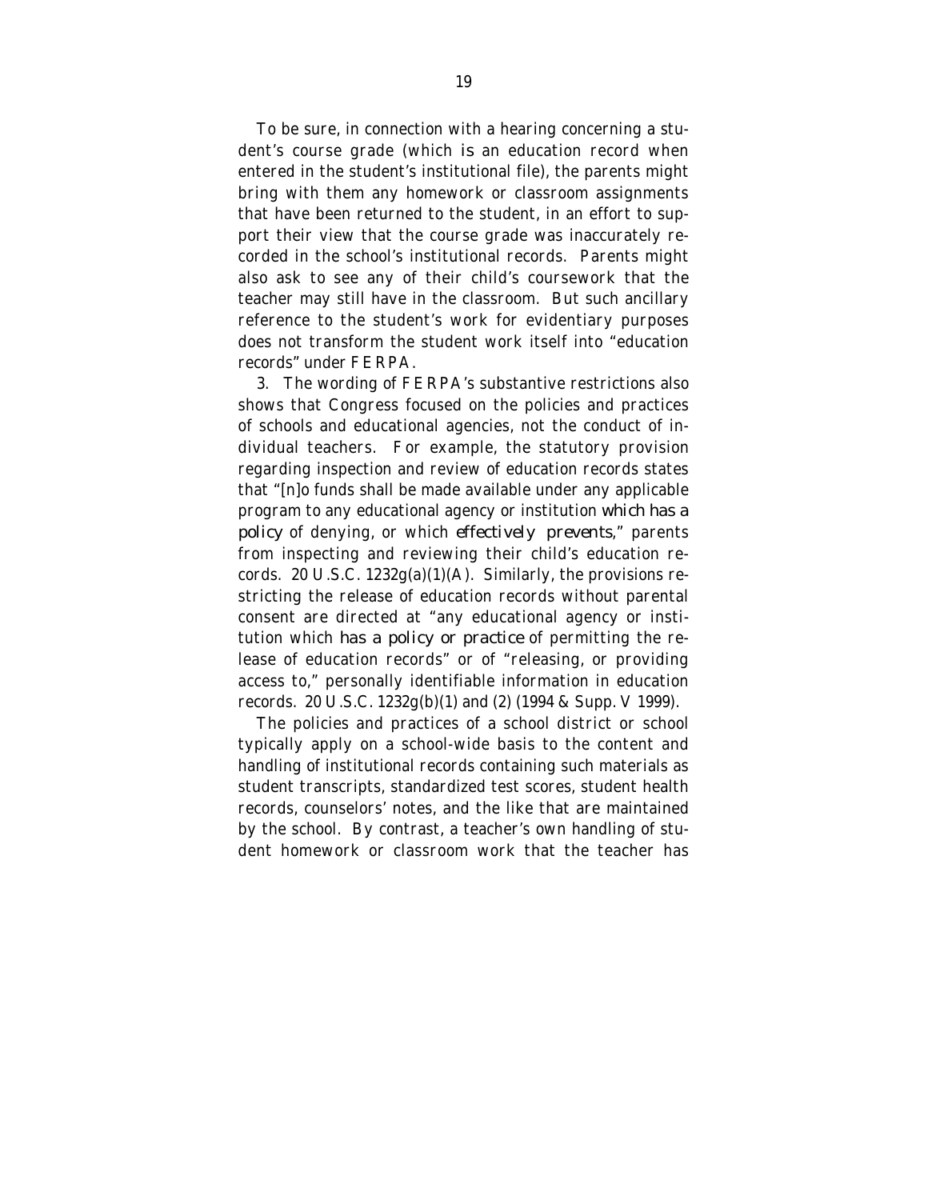To be sure, in connection with a hearing concerning a student's course grade (which is an education record when entered in the student's institutional file), the parents might bring with them any homework or classroom assignments that have been returned to the student, in an effort to support their view that the course grade was inaccurately recorded in the school's institutional records. Parents might also ask to see any of their child's coursework that the teacher may still have in the classroom. But such ancillary reference to the student's work for evidentiary purposes does not transform the student work itself into "education records" under FERPA.

3. The wording of FERPA's substantive restrictions also shows that Congress focused on the policies and practices of schools and educational agencies, not the conduct of individual teachers. For example, the statutory provision regarding inspection and review of education records states that "[n]o funds shall be made available under any applicable program to any educational agency or institution *which has a policy* of denying, or which *effectively prevents*," parents from inspecting and reviewing their child's education records. 20 U.S.C. 1232g(a)(1)(A). Similarly, the provisions restricting the release of education records without parental consent are directed at "any educational agency or institution which *has a policy or practice* of permitting the release of education records" or of "releasing, or providing access to," personally identifiable information in education records. 20 U.S.C. 1232g(b)(1) and (2) (1994 & Supp. V 1999).

The policies and practices of a school district or school typically apply on a school-wide basis to the content and handling of institutional records containing such materials as student transcripts, standardized test scores, student health records, counselors' notes, and the like that are maintained by the school. By contrast, a teacher's own handling of student homework or classroom work that the teacher has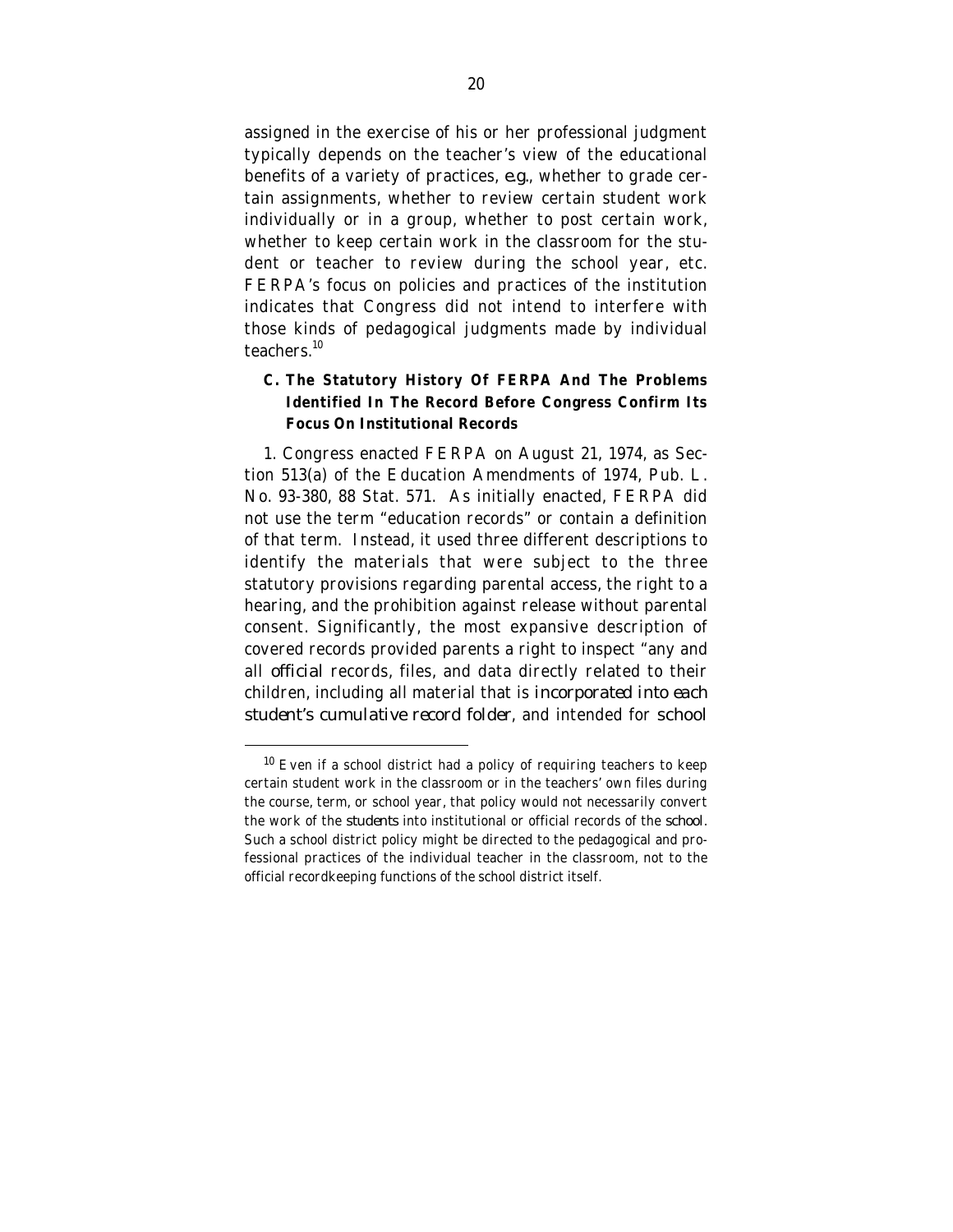assigned in the exercise of his or her professional judgment typically depends on the teacher's view of the educational benefits of a variety of practices, *e.g.*, whether to grade certain assignments, whether to review certain student work individually or in a group, whether to post certain work, whether to keep certain work in the classroom for the student or teacher to review during the school year, etc. FERPA's focus on policies and practices of the institution indicates that Congress did not intend to interfere with those kinds of pedagogical judgments made by individual teachers.[10]

### C. The Statutory History Of FERPA And The Problems Identified In The Record Before Congress Confirm Its Focus On Institutional Records

1. Congress enacted FERPA on August 21, 1974, as Section 513(a) of the Education Amendments of 1974, Pub. L. No. 93-380, 88 Stat. 571. As initially enacted, FERPA did not use the term "education records" or contain a definition of that term. Instead, it used three different descriptions to identify the materials that were subject to the three statutory provisions regarding parental access, the right to a hearing, and the prohibition against release without parental consent. Significantly, the most expansive description of covered records provided parents a right to inspect "any and all *official* records, files, and data directly related to their children, including all material that is *incorporated into each student's cumulative record folder*, and intended for *school*

[10] Even if a school district had a policy of requiring teachers to keep certain student work in the classroom or in the teachers' own files during the course, term, or school year, that policy would not necessarily convert the work of the *students* into institutional or official records of the *school*. Such a school district policy might be directed to the pedagogical and professional practices of the individual teacher in the classroom, not to the official recordkeeping functions of the school district itself.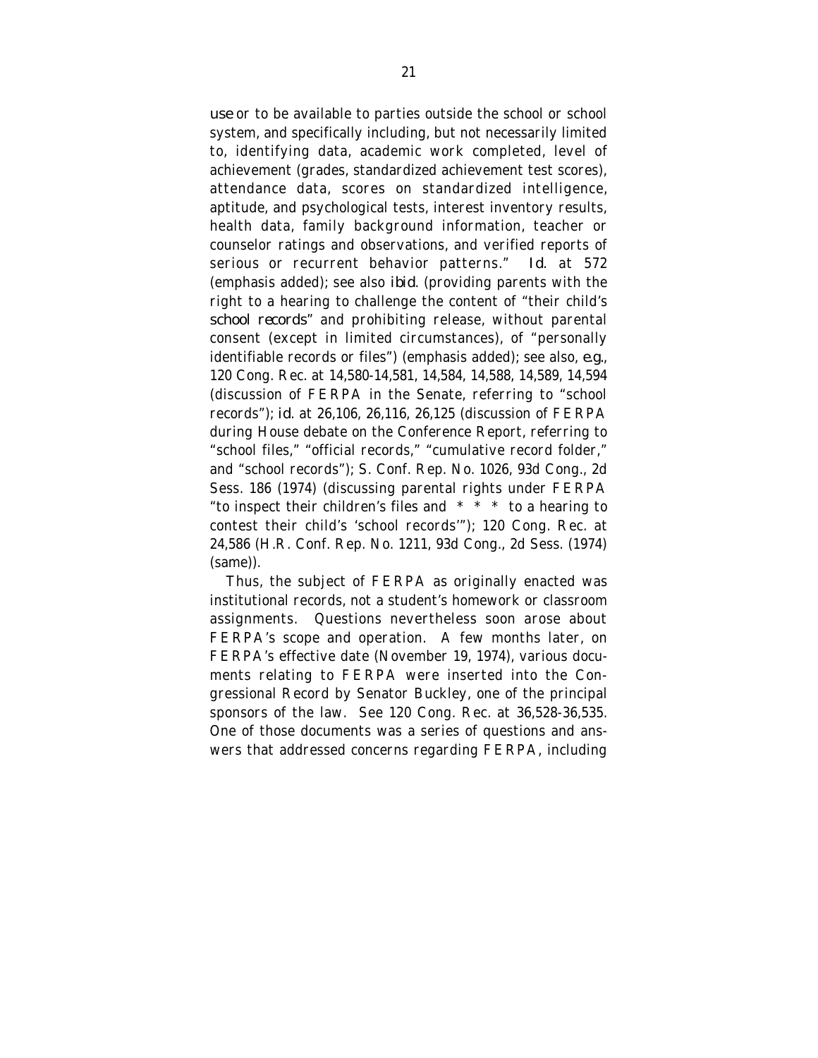*use* or to be available to parties outside the school or school system, and specifically including, but not necessarily limited to, identifying data, academic work completed, level of achievement (grades, standardized achievement test scores), attendance data, scores on standardized intelligence, aptitude, and psychological tests, interest inventory results, health data, family background information, teacher or counselor ratings and observations, and verified reports of serious or recurrent behavior patterns." *Id.* at 572 (emphasis added); see also *ibid.* (providing parents with the right to a hearing to challenge the content of "their child's *school records*" and prohibiting release, without parental consent (except in limited circumstances), of "personally identifiable records or files") (emphasis added); see also, *e.g.*, 120 Cong. Rec. at 14,580-14,581, 14,584, 14,588, 14,589, 14,594 (discussion of FERPA in the Senate, referring to "school records"); *id.* at 26,106, 26,116, 26,125 (discussion of FERPA during House debate on the Conference Report, referring to "school files," "official records," "cumulative record folder," and "school records"); S. Conf. Rep. No. 1026, 93d Cong., 2d Sess. 186 (1974) (discussing parental rights under FERPA "to inspect their children's files and * * * to a hearing to contest their child's 'school records'"); 120 Cong. Rec. at 24,586 (H.R. Conf. Rep. No. 1211, 93d Cong., 2d Sess. (1974) (same)).

Thus, the subject of FERPA as originally enacted was institutional records, not a student's homework or classroom assignments. Questions nevertheless soon arose about FERPA's scope and operation. A few months later, on FERPA's effective date (November 19, 1974), various documents relating to FERPA were inserted into the Congressional Record by Senator Buckley, one of the principal sponsors of the law. See 120 Cong. Rec. at 36,528-36,535. One of those documents was a series of questions and answers that addressed concerns regarding FERPA, including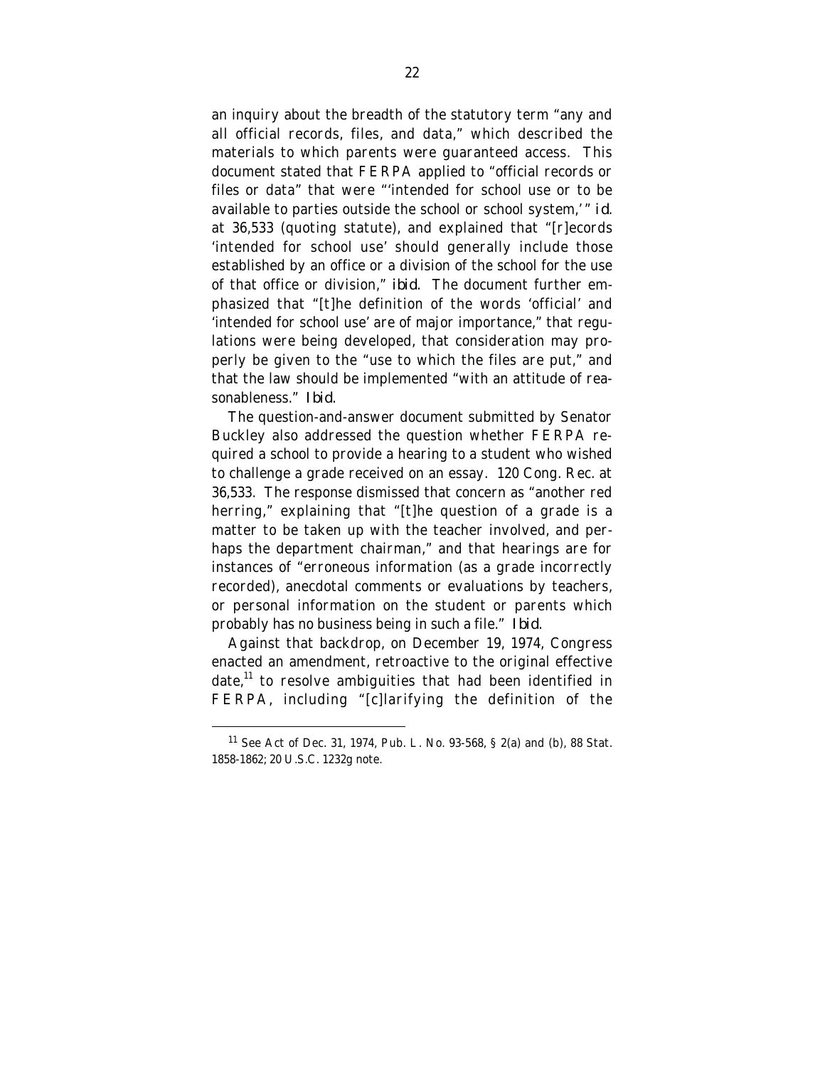an inquiry about the breadth of the statutory term "any and all official records, files, and data," which described the materials to which parents were guaranteed access. This document stated that FERPA applied to "official records or files or data" that were "'intended for school use or to be available to parties outside the school or school system,'" *id.* at 36,533 (quoting statute), and explained that "[r]ecords 'intended for school use' should generally include those established by an office or a division of the school for the use of that office or division," *ibid.* The document further emphasized that "[t]he definition of the words 'official' and 'intended for school use' are of major importance," that regulations were being developed, that consideration may properly be given to the "use to which the files are put," and that the law should be implemented "with an attitude of reasonableness." *Ibid.*

The question-and-answer document submitted by Senator Buckley also addressed the question whether FERPA required a school to provide a hearing to a student who wished to challenge a grade received on an essay. 120 Cong. Rec. at 36,533. The response dismissed that concern as "another red herring," explaining that "[t]he question of a grade is a matter to be taken up with the teacher involved, and perhaps the department chairman," and that hearings are for instances of "erroneous information (as a grade incorrectly recorded), anecdotal comments or evaluations by teachers, or personal information on the student or parents which probably has no business being in such a file." *Ibid.*

Against that backdrop, on December 19, 1974, Congress enacted an amendment, retroactive to the original effective date,[11] to resolve ambiguities that had been identified in FERPA, including "[c]larifying the definition of the

[11] See Act of Dec. 31, 1974, Pub. L. No. 93-568, § 2(a) and (b), 88 Stat. 1858-1862; 20 U.S.C. 1232g note.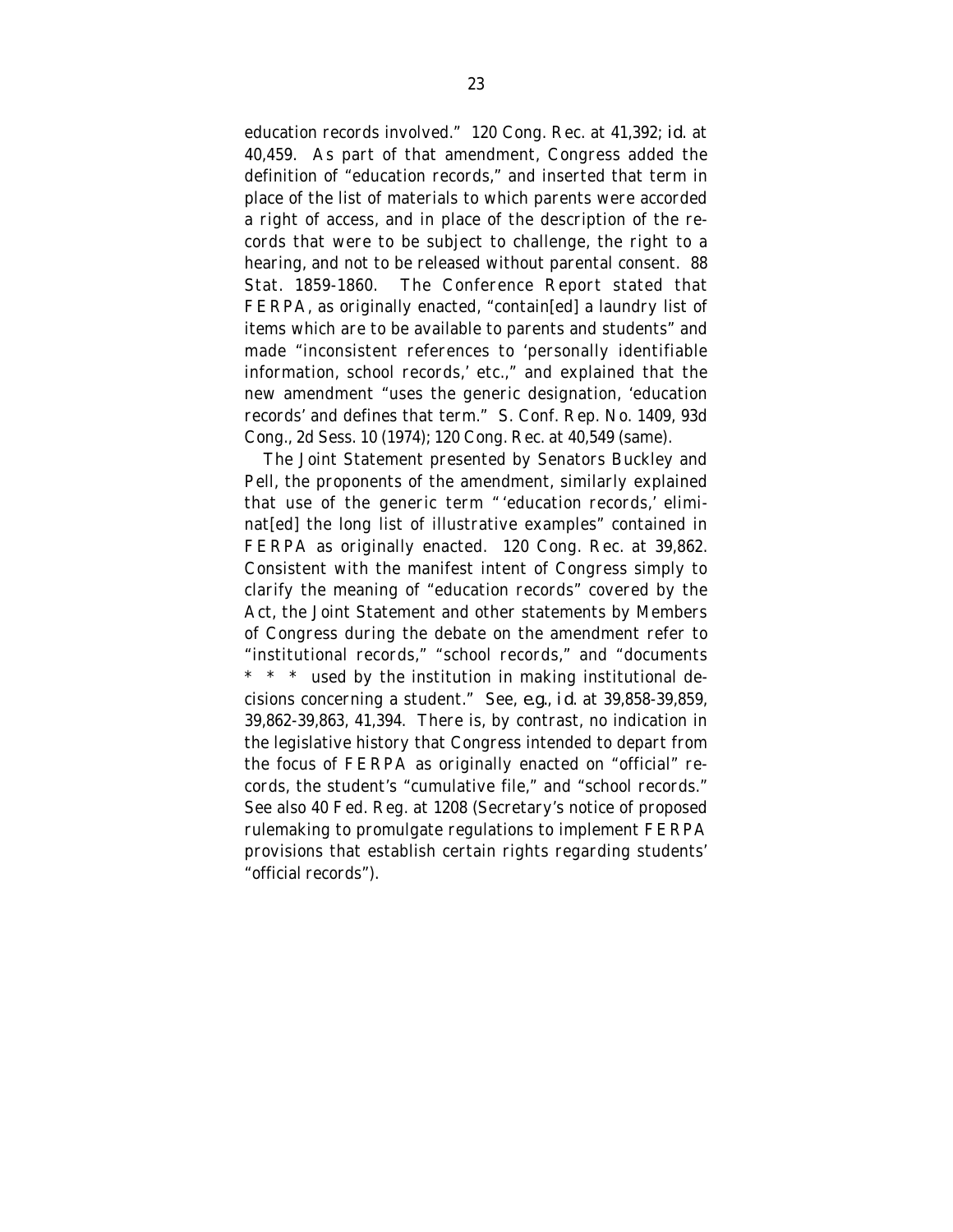education records involved." 120 Cong. Rec. at 41,392; *id.* at 40,459. As part of that amendment, Congress added the definition of "education records," and inserted that term in place of the list of materials to which parents were accorded a right of access, and in place of the description of the records that were to be subject to challenge, the right to a hearing, and not to be released without parental consent. 88 Stat. 1859-1860. The Conference Report stated that FERPA, as originally enacted, "contain[ed] a laundry list of items which are to be available to parents and students" and made "inconsistent references to 'personally identifiable information, school records,' etc.," and explained that the new amendment "uses the generic designation, 'education records' and defines that term." S. Conf. Rep. No. 1409, 93d Cong., 2d Sess. 10 (1974); 120 Cong. Rec. at 40,549 (same).

The Joint Statement presented by Senators Buckley and Pell, the proponents of the amendment, similarly explained that use of the generic term "'education records,' eliminat[ed] the long list of illustrative examples" contained in FERPA as originally enacted. 120 Cong. Rec. at 39,862. Consistent with the manifest intent of Congress simply to clarify the meaning of "education records" covered by the Act, the Joint Statement and other statements by Members of Congress during the debate on the amendment refer to "institutional records," "school records," and "documents * * * used by the institution in making institutional decisions concerning a student." See, *e.g.*, *id.* at 39,858-39,859, 39,862-39,863, 41,394. There is, by contrast, no indication in the legislative history that Congress intended to depart from the focus of FERPA as originally enacted on "official" records, the student's "cumulative file," and "school records." See also 40 Fed. Reg. at 1208 (Secretary's notice of proposed rulemaking to promulgate regulations to implement FERPA provisions that establish certain rights regarding students' "official records").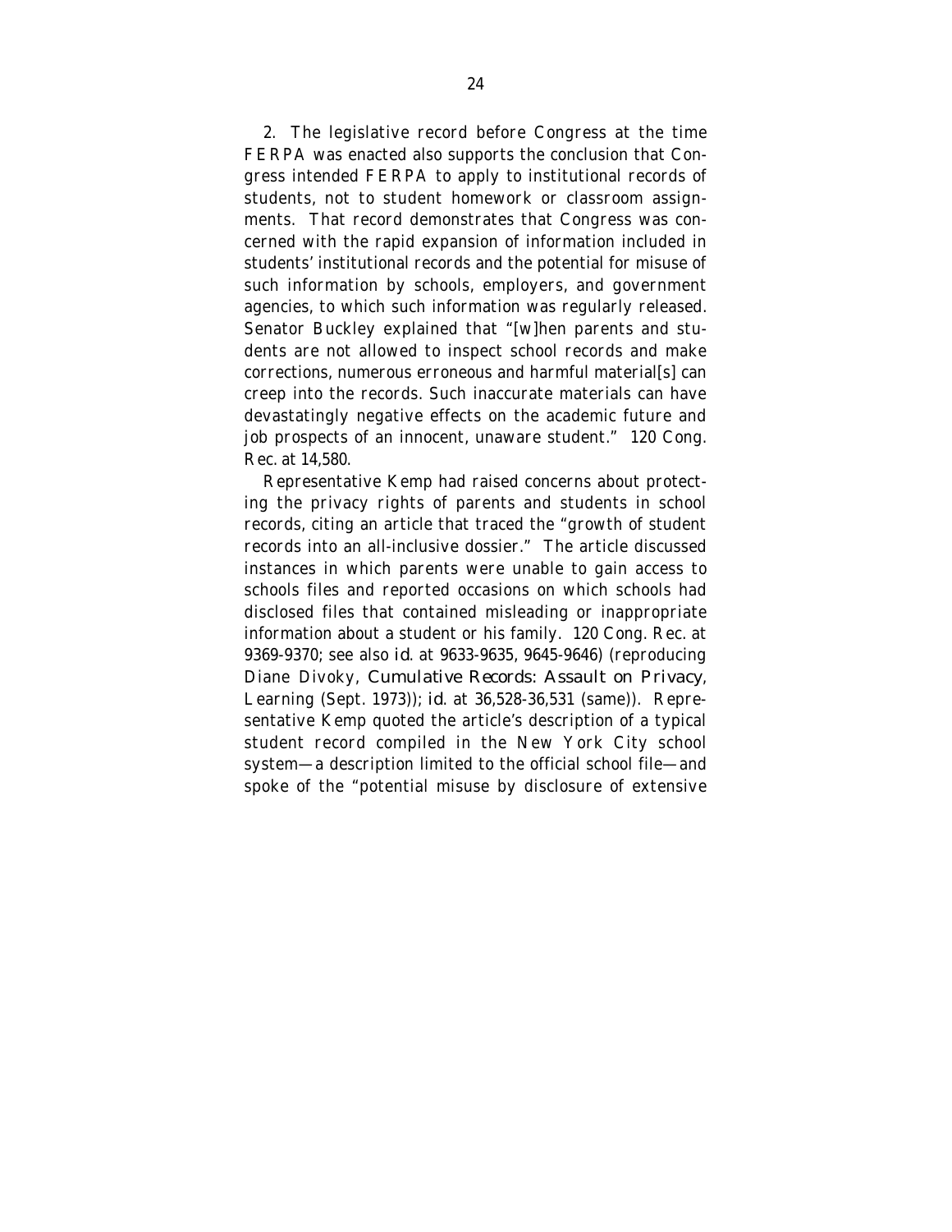2. The legislative record before Congress at the time FERPA was enacted also supports the conclusion that Congress intended FERPA to apply to institutional records of students, not to student homework or classroom assignments. That record demonstrates that Congress was concerned with the rapid expansion of information included in students' institutional records and the potential for misuse of such information by schools, employers, and government agencies, to which such information was regularly released. Senator Buckley explained that "[w]hen parents and students are not allowed to inspect school records and make corrections, numerous erroneous and harmful material[s] can creep into the records. Such inaccurate materials can have devastatingly negative effects on the academic future and job prospects of an innocent, unaware student." 120 Cong. Rec. at 14,580.

Representative Kemp had raised concerns about protecting the privacy rights of parents and students in school records, citing an article that traced the "growth of student records into an all-inclusive dossier." The article discussed instances in which parents were unable to gain access to schools files and reported occasions on which schools had disclosed files that contained misleading or inappropriate information about a student or his family. 120 Cong. Rec. at 9369-9370; see also *id.* at 9633-9635, 9645-9646) (reproducing Diane Divoky, *Cumulative Records: Assault on Privacy*, Learning (Sept. 1973)); *id.* at 36,528-36,531 (same)). Representative Kemp quoted the article's description of a typical student record compiled in the New York City school system—a description limited to the official school file—and spoke of the "potential misuse by disclosure of extensive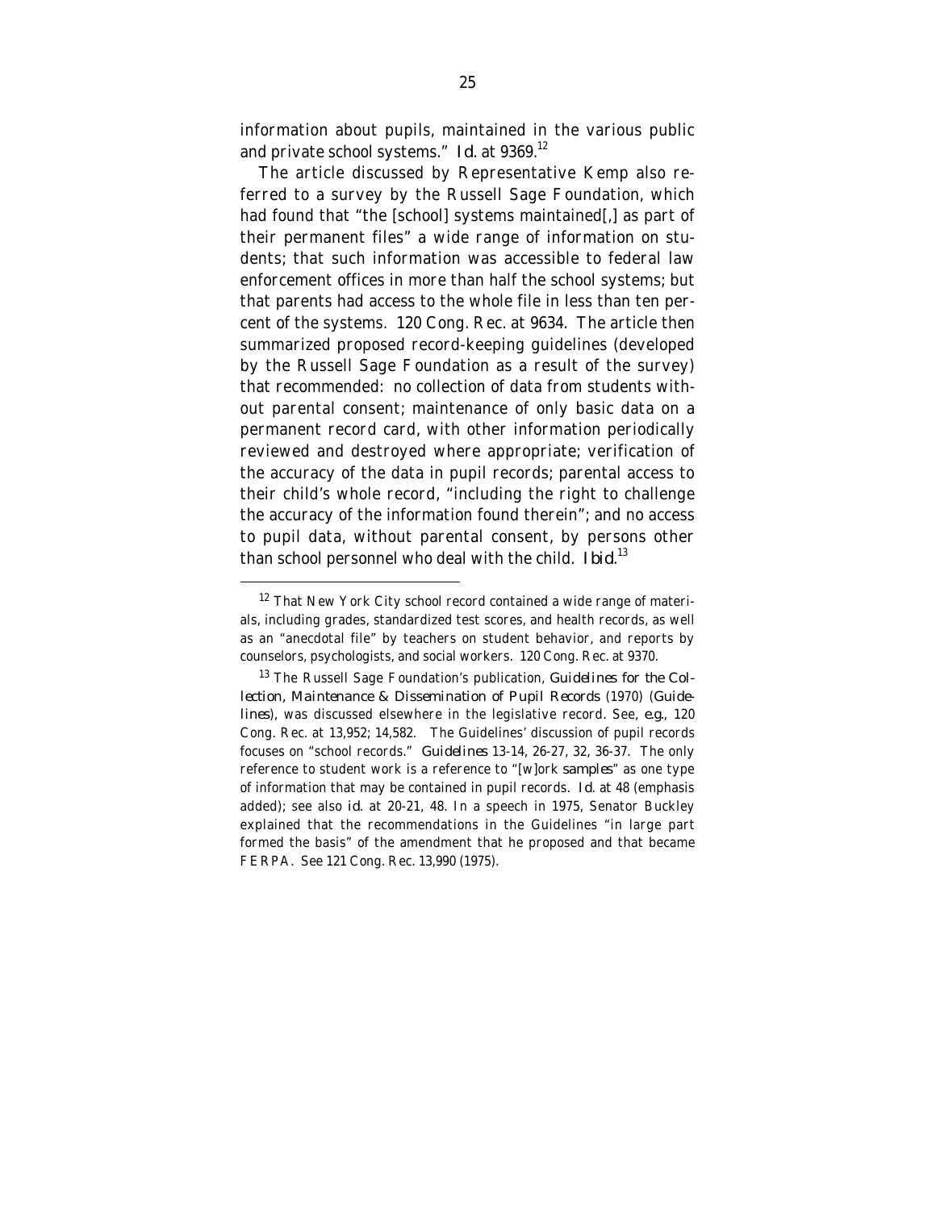information about pupils, maintained in the various public and private school systems." *Id.* at 9369.[12]

The article discussed by Representative Kemp also referred to a survey by the Russell Sage Foundation, which had found that "the [school] systems maintained[,] as part of their permanent files" a wide range of information on students; that such information was accessible to federal law enforcement offices in more than half the school systems; but that parents had access to the whole file in less than ten percent of the systems. 120 Cong. Rec. at 9634. The article then summarized proposed record-keeping guidelines (developed by the Russell Sage Foundation as a result of the survey) that recommended: no collection of data from students without parental consent; maintenance of only basic data on a permanent record card, with other information periodically reviewed and destroyed where appropriate; verification of the accuracy of the data in pupil records; parental access to their child's whole record, "including the right to challenge the accuracy of the information found therein"; and no access to pupil data, without parental consent, by persons other than school personnel who deal with the child. *Ibid.*[13]

---

[12] That New York City school record contained a wide range of materials, including grades, standardized test scores, and health records, as well as an "anecdotal file" by teachers on student behavior, and reports by counselors, psychologists, and social workers. 120 Cong. Rec. at 9370.

[13] The Russell Sage Foundation's publication, *Guidelines for the Collection, Maintenance & Dissemination of Pupil Records* (1970) (*Guidelines*), was discussed elsewhere in the legislative record. See, *e.g.*, 120 Cong. Rec. at 13,952; 14,582. The Guidelines' discussion of pupil records focuses on "school records." *Guidelines* 13-14, 26-27, 32, 36-37. The only reference to student work is a reference to "[w]ork *samples*" as one type of information that may be contained in pupil records. *Id.* at 48 (emphasis added); see also *id.* at 20-21, 48. In a speech in 1975, Senator Buckley explained that the recommendations in the Guidelines "in large part formed the basis" of the amendment that he proposed and that became FERPA. See 121 Cong. Rec. 13,990 (1975).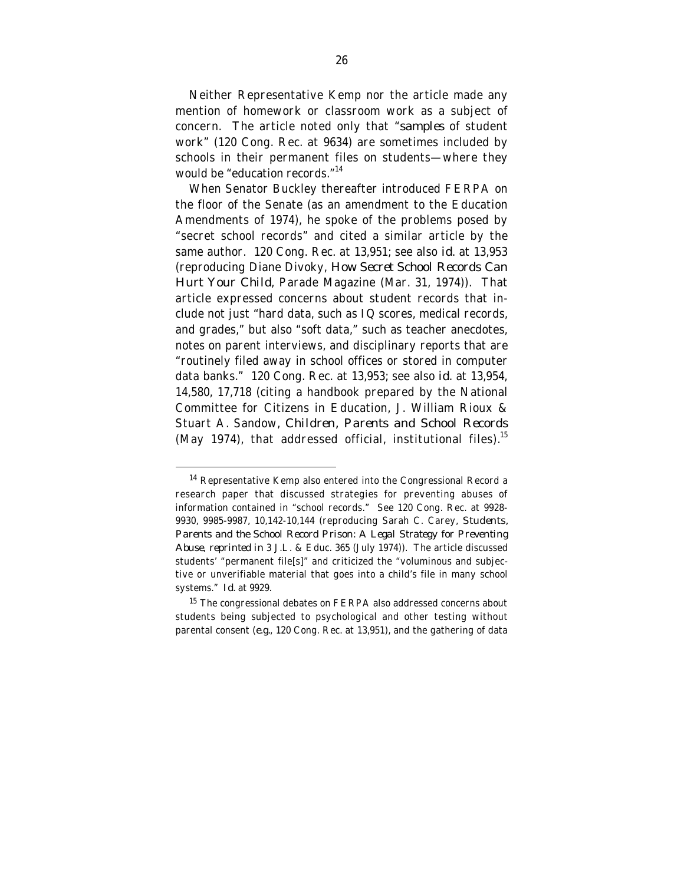Neither Representative Kemp nor the article made any mention of homework or classroom work as a subject of concern. The article noted only that "*samples* of student work" (120 Cong. Rec. at 9634) are sometimes included by schools in their permanent files on students—where they would be "education records."[14]

When Senator Buckley thereafter introduced FERPA on the floor of the Senate (as an amendment to the Education Amendments of 1974), he spoke of the problems posed by "secret school records" and cited a similar article by the same author. 120 Cong. Rec. at 13,951; see also *id.* at 13,953 (reproducing Diane Divoky, *How Secret School Records Can Hurt Your Child*, Parade Magazine (Mar. 31, 1974)). That article expressed concerns about student records that include not just "hard data, such as IQ scores, medical records, and grades," but also "soft data," such as teacher anecdotes, notes on parent interviews, and disciplinary reports that are "routinely filed away in school offices or stored in computer data banks." 120 Cong. Rec. at 13,953; see also *id.* at 13,954, 14,580, 17,718 (citing a handbook prepared by the National Committee for Citizens in Education, J. William Rioux & Stuart A. Sandow, *Children, Parents and School Records* (May 1974), that addressed official, institutional files).[15]

---

[14] Representative Kemp also entered into the Congressional Record a research paper that discussed strategies for preventing abuses of information contained in "school records." See 120 Cong. Rec. at 9928-9930, 9985-9987, 10,142-10,144 (reproducing Sarah C. Carey, *Students, Parents and the School Record Prison: A Legal Strategy for Preventing Abuse*, *reprinted in* 3 J.L. & Educ. 365 (July 1974)). The article discussed students' "permanent file[s]" and criticized the "voluminous and subjective or unverifiable material that goes into a child's file in many school systems." *Id.* at 9929.

[15] The congressional debates on FERPA also addressed concerns about students being subjected to psychological and other testing without parental consent (*e.g.*, 120 Cong. Rec. at 13,951), and the gathering of data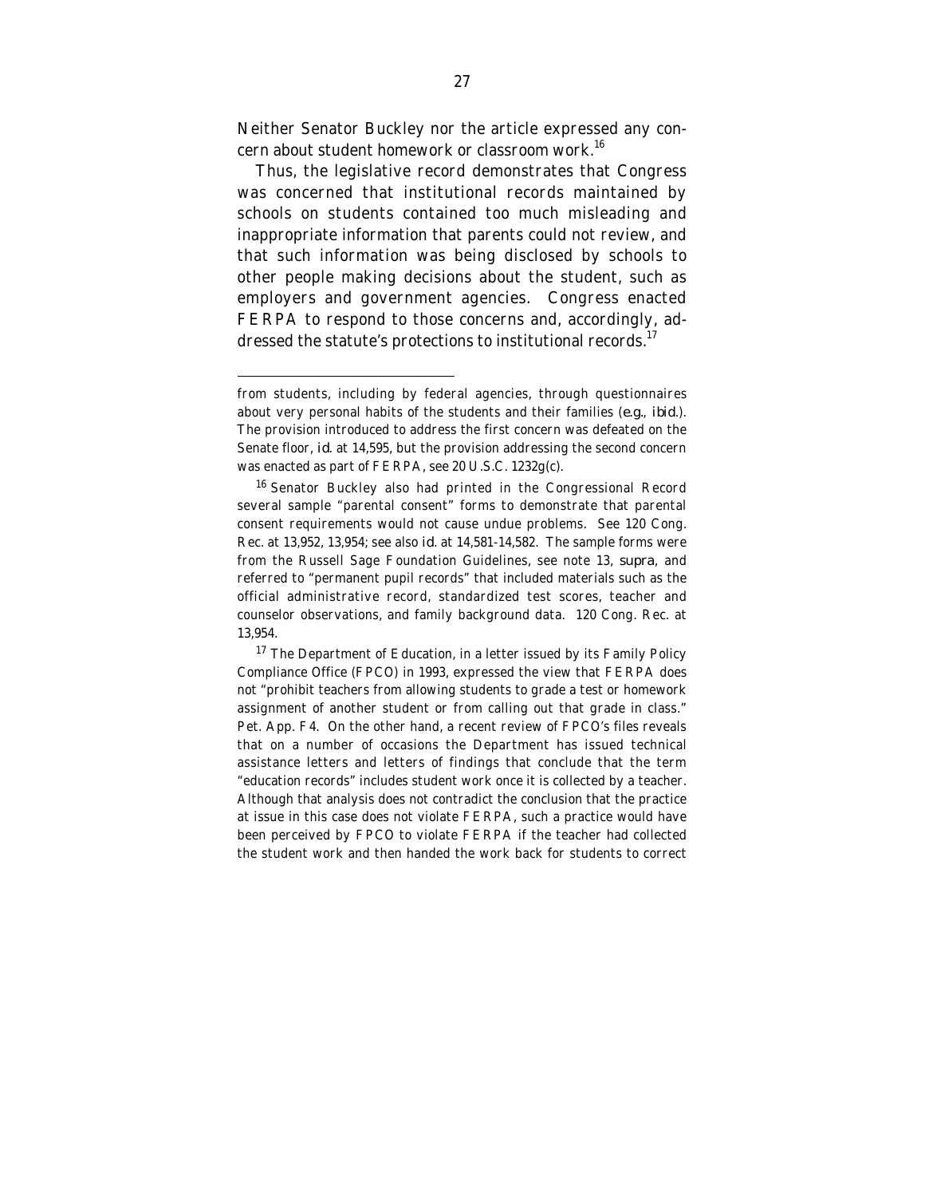Neither Senator Buckley nor the article expressed any concern about student homework or classroom work.[16]

Thus, the legislative record demonstrates that Congress was concerned that institutional records maintained by schools on students contained too much misleading and inappropriate information that parents could not review, and that such information was being disclosed by schools to other people making decisions about the student, such as employers and government agencies. Congress enacted FERPA to respond to those concerns and, accordingly, addressed the statute's protections to institutional records.[17]

---

from students, including by federal agencies, through questionnaires about very personal habits of the students and their families (*e.g.*, *ibid.*). The provision introduced to address the first concern was defeated on the Senate floor, *id.* at 14,595, but the provision addressing the second concern was enacted as part of FERPA, see 20 U.S.C. 1232g(c).

[16] Senator Buckley also had printed in the Congressional Record several sample "parental consent" forms to demonstrate that parental consent requirements would not cause undue problems. See 120 Cong. Rec. at 13,952, 13,954; see also *id.* at 14,581-14,582. The sample forms were from the Russell Sage Foundation Guidelines, see note 13, *supra*, and referred to "permanent pupil records" that included materials such as the official administrative record, standardized test scores, teacher and counselor observations, and family background data. 120 Cong. Rec. at 13,954.

[17] The Department of Education, in a letter issued by its Family Policy Compliance Office (FPCO) in 1993, expressed the view that FERPA does not "prohibit teachers from allowing students to grade a test or homework assignment of another student or from calling out that grade in class." Pet. App. F4. On the other hand, a recent review of FPCO's files reveals that on a number of occasions the Department has issued technical assistance letters and letters of findings that conclude that the term "education records" includes student work once it is collected by a teacher. Although that analysis does not contradict the conclusion that the practice at issue in this case does not violate FERPA, such a practice would have been perceived by FPCO to violate FERPA if the teacher had collected the student work and then handed the work back for students to correct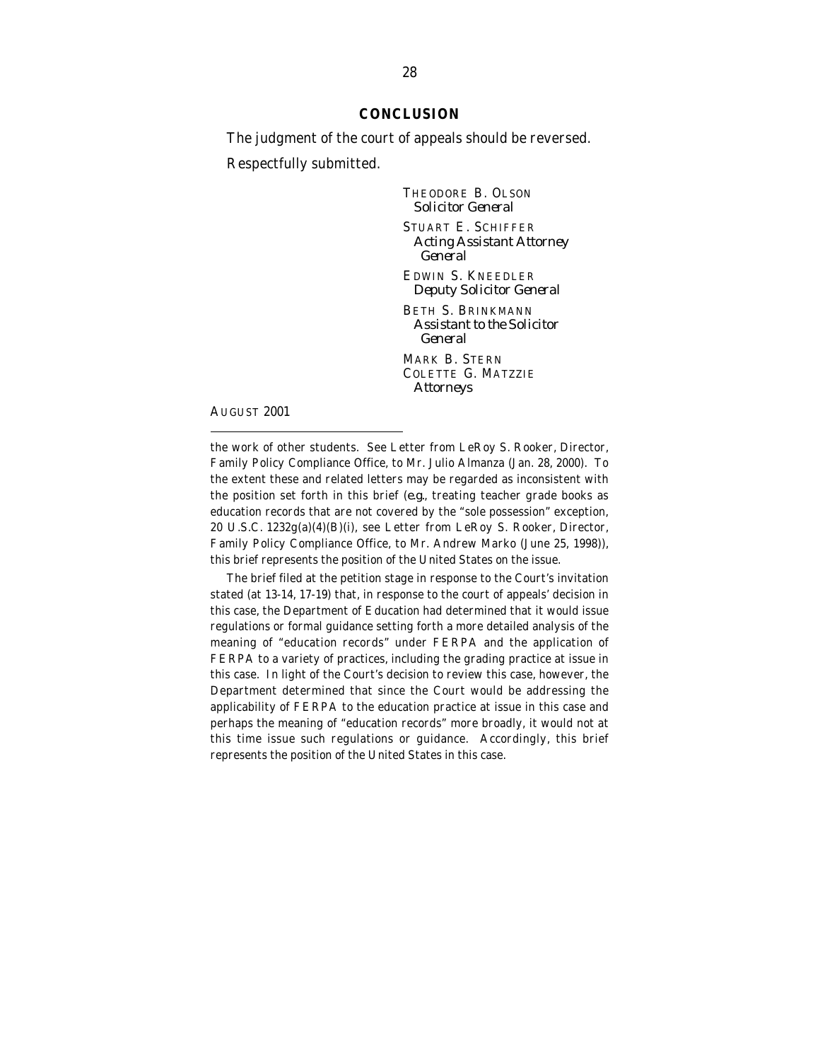## CONCLUSION

The judgment of the court of appeals should be reversed.

Respectfully submitted.

THEODORE B. OLSON
*Solicitor General*

STUART E. SCHIFFER
*Acting Assistant Attorney General*

EDWIN S. KNEEDLER
*Deputy Solicitor General*

BETH S. BRINKMANN
*Assistant to the Solicitor General*

MARK B. STERN
COLETTE G. MATZZIE
*Attorneys*

AUGUST 2001

---

the work of other students. See Letter from LeRoy S. Rooker, Director, Family Policy Compliance Office, to Mr. Julio Almanza (Jan. 28, 2000). To the extent these and related letters may be regarded as inconsistent with the position set forth in this brief (*e.g.*, treating teacher grade books as education records that are not covered by the "sole possession" exception, 20 U.S.C. 1232g(a)(4)(B)(i), see Letter from LeRoy S. Rooker, Director, Family Policy Compliance Office, to Mr. Andrew Marko (June 25, 1998)), this brief represents the position of the United States on the issue.

The brief filed at the petition stage in response to the Court's invitation stated (at 13-14, 17-19) that, in response to the court of appeals' decision in this case, the Department of Education had determined that it would issue regulations or formal guidance setting forth a more detailed analysis of the meaning of "education records" under FERPA and the application of FERPA to a variety of practices, including the grading practice at issue in this case. In light of the Court's decision to review this case, however, the Department determined that since the Court would be addressing the applicability of FERPA to the education practice at issue in this case and perhaps the meaning of "education records" more broadly, it would not at this time issue such regulations or guidance. Accordingly, this brief represents the position of the United States in this case.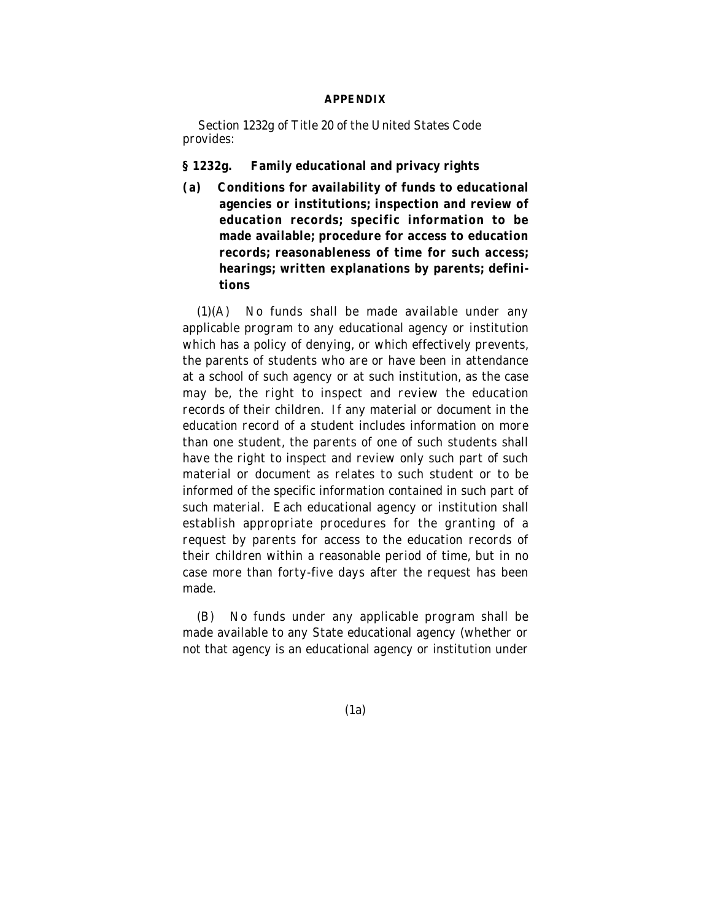## APPENDIX

Section 1232g of Title 20 of the United States Code provides:

### § 1232g. Family educational and privacy rights

**(a) Conditions for availability of funds to educational agencies or institutions; inspection and review of education records; specific information to be made available; procedure for access to education records; reasonableness of time for such access; hearings; written explanations by parents; definitions**

(1)(A) No funds shall be made available under any applicable program to any educational agency or institution which has a policy of denying, or which effectively prevents, the parents of students who are or have been in attendance at a school of such agency or at such institution, as the case may be, the right to inspect and review the education records of their children. If any material or document in the education record of a student includes information on more than one student, the parents of one of such students shall have the right to inspect and review only such part of such material or document as relates to such student or to be informed of the specific information contained in such part of such material. Each educational agency or institution shall establish appropriate procedures for the granting of a request by parents for access to the education records of their children within a reasonable period of time, but in no case more than forty-five days after the request has been made.

(B) No funds under any applicable program shall be made available to any State educational agency (whether or not that agency is an educational agency or institution under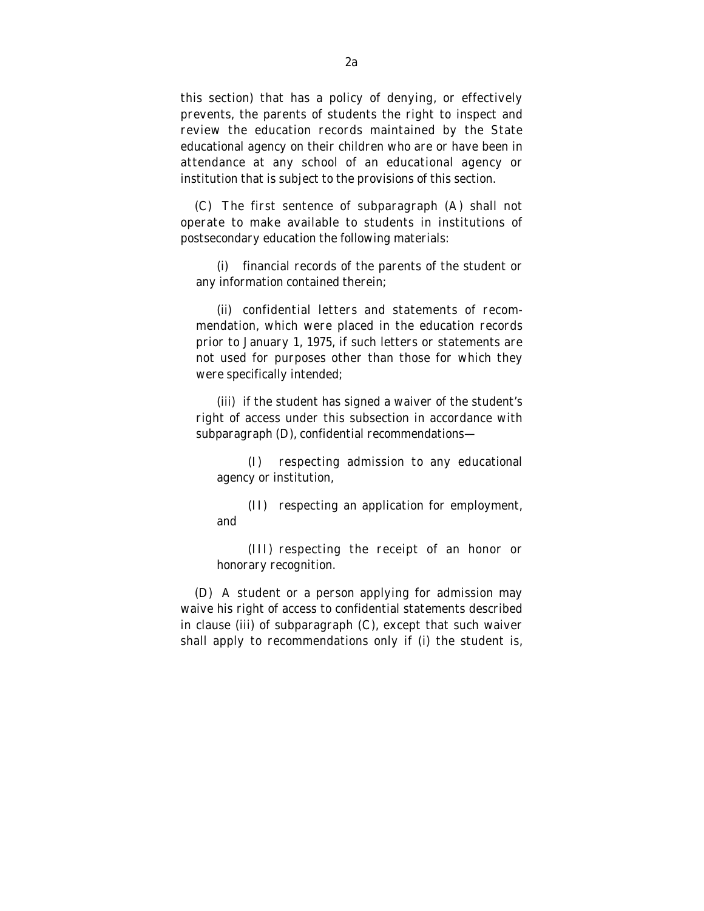this section) that has a policy of denying, or effectively prevents, the parents of students the right to inspect and review the education records maintained by the State educational agency on their children who are or have been in attendance at any school of an educational agency or institution that is subject to the provisions of this section.

(C) The first sentence of subparagraph (A) shall not operate to make available to students in institutions of postsecondary education the following materials:

(i) financial records of the parents of the student or any information contained therein;

(ii) confidential letters and statements of recommendation, which were placed in the education records prior to January 1, 1975, if such letters or statements are not used for purposes other than those for which they were specifically intended;

(iii) if the student has signed a waiver of the student's right of access under this subsection in accordance with subparagraph (D), confidential recommendations—

(I) respecting admission to any educational agency or institution,

(II) respecting an application for employment, and

(III) respecting the receipt of an honor or honorary recognition.

(D) A student or a person applying for admission may waive his right of access to confidential statements described in clause (iii) of subparagraph (C), except that such waiver shall apply to recommendations only if (i) the student is,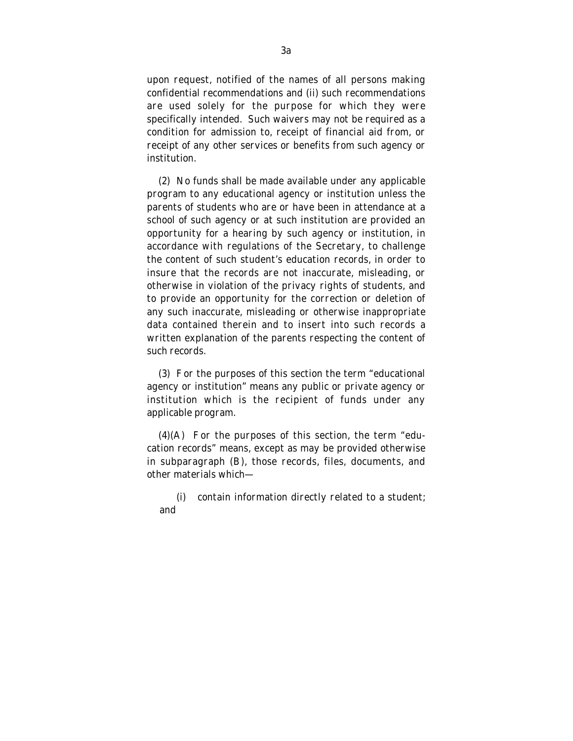upon request, notified of the names of all persons making confidential recommendations and (ii) such recommendations are used solely for the purpose for which they were specifically intended. Such waivers may not be required as a condition for admission to, receipt of financial aid from, or receipt of any other services or benefits from such agency or institution.

(2) No funds shall be made available under any applicable program to any educational agency or institution unless the parents of students who are or have been in attendance at a school of such agency or at such institution are provided an opportunity for a hearing by such agency or institution, in accordance with regulations of the Secretary, to challenge the content of such student's education records, in order to insure that the records are not inaccurate, misleading, or otherwise in violation of the privacy rights of students, and to provide an opportunity for the correction or deletion of any such inaccurate, misleading or otherwise inappropriate data contained therein and to insert into such records a written explanation of the parents respecting the content of such records.

(3) For the purposes of this section the term "educational agency or institution" means any public or private agency or institution which is the recipient of funds under any applicable program.

(4)(A) For the purposes of this section, the term "education records" means, except as may be provided otherwise in subparagraph (B), those records, files, documents, and other materials which—

(i) contain information directly related to a student; and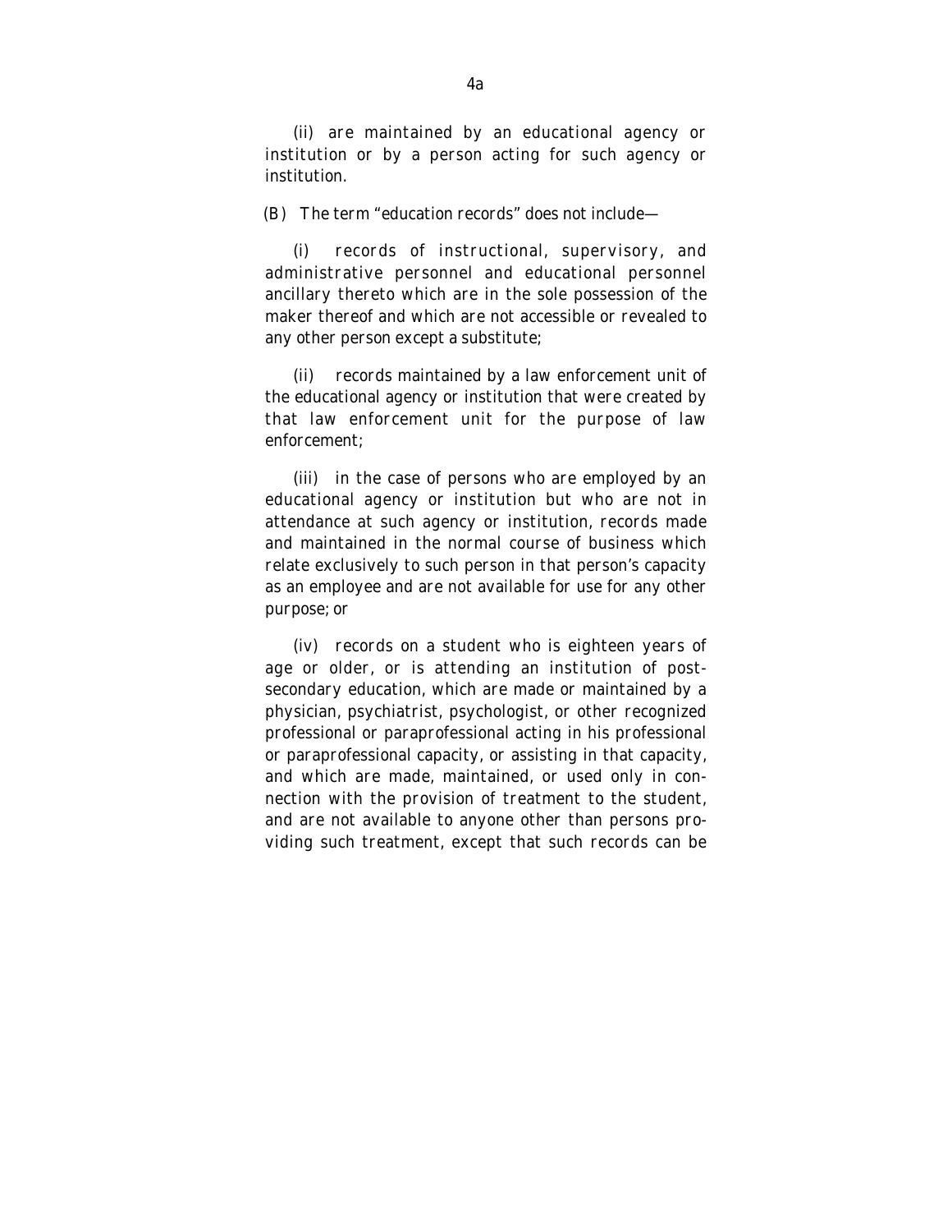(ii) are maintained by an educational agency or institution or by a person acting for such agency or institution.

(B) The term "education records" does not include—

(i) records of instructional, supervisory, and administrative personnel and educational personnel ancillary thereto which are in the sole possession of the maker thereof and which are not accessible or revealed to any other person except a substitute;

(ii) records maintained by a law enforcement unit of the educational agency or institution that were created by that law enforcement unit for the purpose of law enforcement;

(iii) in the case of persons who are employed by an educational agency or institution but who are not in attendance at such agency or institution, records made and maintained in the normal course of business which relate exclusively to such person in that person's capacity as an employee and are not available for use for any other purpose; or

(iv) records on a student who is eighteen years of age or older, or is attending an institution of post-secondary education, which are made or maintained by a physician, psychiatrist, psychologist, or other recognized professional or paraprofessional acting in his professional or paraprofessional capacity, or assisting in that capacity, and which are made, maintained, or used only in connection with the provision of treatment to the student, and are not available to anyone other than persons providing such treatment, except that such records can be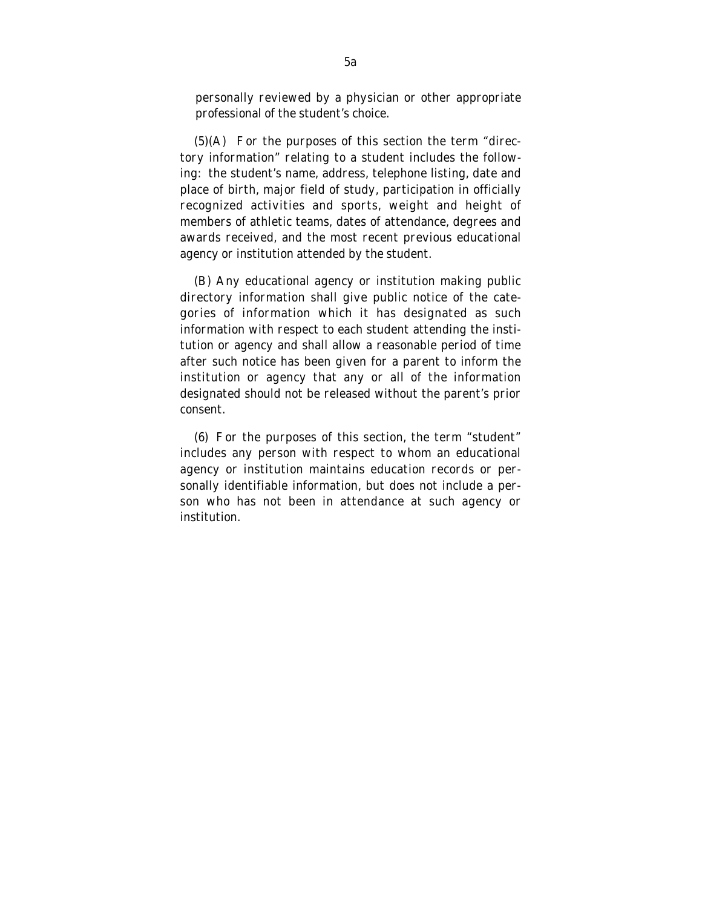personally reviewed by a physician or other appropriate professional of the student's choice.

(5)(A) For the purposes of this section the term "directory information" relating to a student includes the following: the student's name, address, telephone listing, date and place of birth, major field of study, participation in officially recognized activities and sports, weight and height of members of athletic teams, dates of attendance, degrees and awards received, and the most recent previous educational agency or institution attended by the student.

(B) Any educational agency or institution making public directory information shall give public notice of the categories of information which it has designated as such information with respect to each student attending the institution or agency and shall allow a reasonable period of time after such notice has been given for a parent to inform the institution or agency that any or all of the information designated should not be released without the parent's prior consent.

(6) For the purposes of this section, the term "student" includes any person with respect to whom an educational agency or institution maintains education records or personally identifiable information, but does not include a person who has not been in attendance at such agency or institution.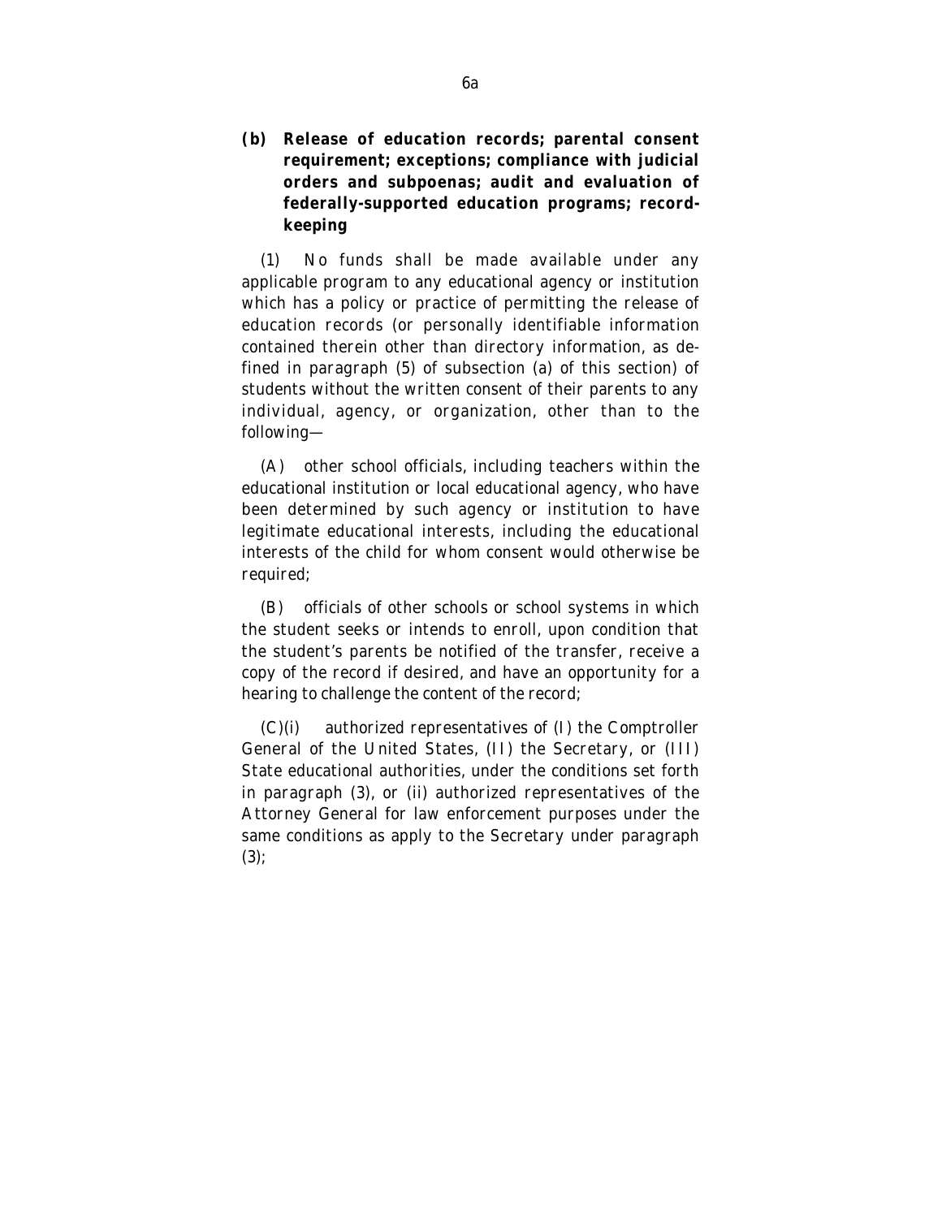**(b) Release of education records; parental consent requirement; exceptions; compliance with judicial orders and subpoenas; audit and evaluation of federally-supported education programs; record-keeping**

(1) No funds shall be made available under any applicable program to any educational agency or institution which has a policy or practice of permitting the release of education records (or personally identifiable information contained therein other than directory information, as defined in paragraph (5) of subsection (a) of this section) of students without the written consent of their parents to any individual, agency, or organization, other than to the following—

(A) other school officials, including teachers within the educational institution or local educational agency, who have been determined by such agency or institution to have legitimate educational interests, including the educational interests of the child for whom consent would otherwise be required;

(B) officials of other schools or school systems in which the student seeks or intends to enroll, upon condition that the student's parents be notified of the transfer, receive a copy of the record if desired, and have an opportunity for a hearing to challenge the content of the record;

(C)(i) authorized representatives of (I) the Comptroller General of the United States, (II) the Secretary, or (III) State educational authorities, under the conditions set forth in paragraph (3), or (ii) authorized representatives of the Attorney General for law enforcement purposes under the same conditions as apply to the Secretary under paragraph (3);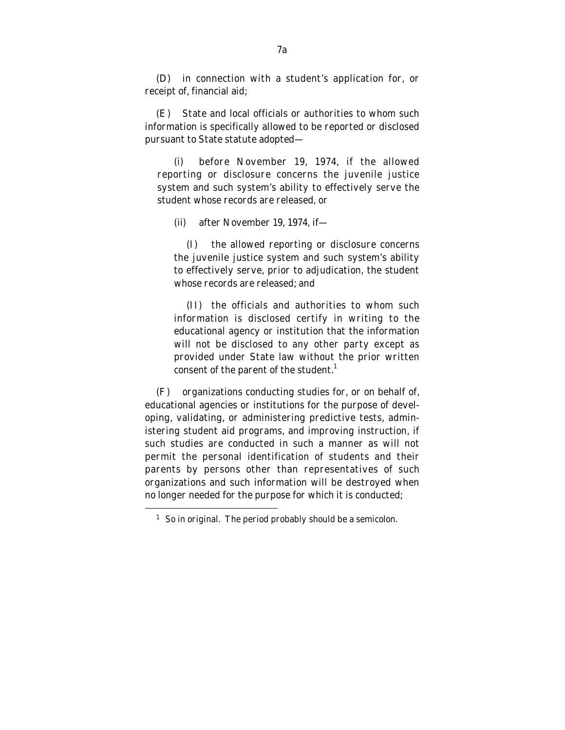(D) in connection with a student's application for, or receipt of, financial aid;

(E) State and local officials or authorities to whom such information is specifically allowed to be reported or disclosed pursuant to State statute adopted—

> (i) before November 19, 1974, if the allowed reporting or disclosure concerns the juvenile justice system and such system's ability to effectively serve the student whose records are released, or
>
> (ii) after November 19, 1974, if—
>
> > (I) the allowed reporting or disclosure concerns the juvenile justice system and such system's ability to effectively serve, prior to adjudication, the student whose records are released; and
> >
> > (II) the officials and authorities to whom such information is disclosed certify in writing to the educational agency or institution that the information will not be disclosed to any other party except as provided under State law without the prior written consent of the parent of the student.[1]

(F) organizations conducting studies for, or on behalf of, educational agencies or institutions for the purpose of developing, validating, or administering predictive tests, administering student aid programs, and improving instruction, if such studies are conducted in such a manner as will not permit the personal identification of students and their parents by persons other than representatives of such organizations and such information will be destroyed when no longer needed for the purpose for which it is conducted;

---

[1] So in original. The period probably should be a semicolon.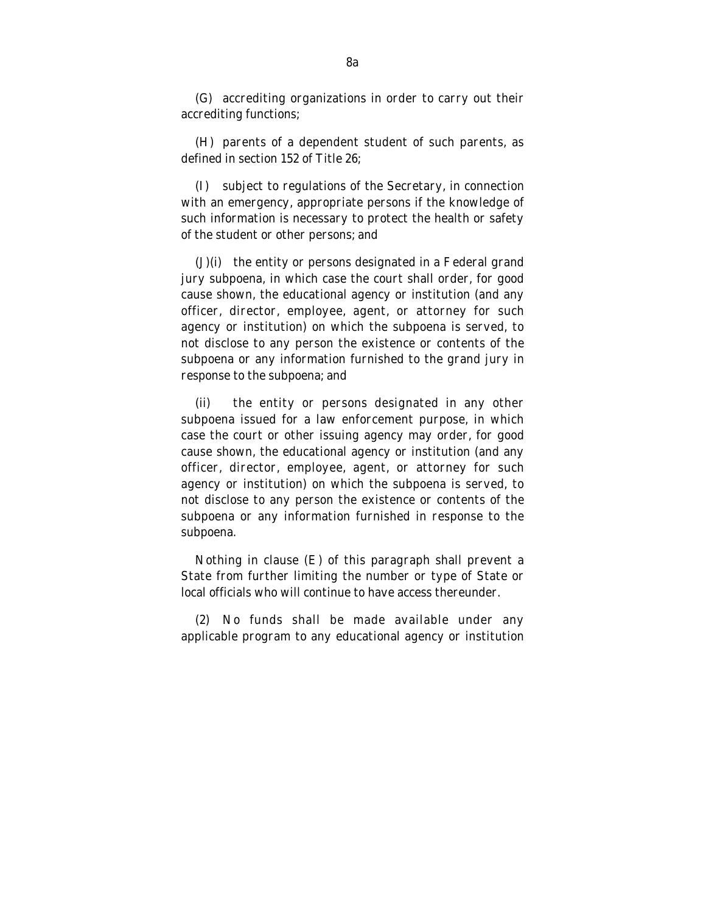(G) accrediting organizations in order to carry out their accrediting functions;

(H) parents of a dependent student of such parents, as defined in section 152 of Title 26;

(I) subject to regulations of the Secretary, in connection with an emergency, appropriate persons if the knowledge of such information is necessary to protect the health or safety of the student or other persons; and

(J)(i) the entity or persons designated in a Federal grand jury subpoena, in which case the court shall order, for good cause shown, the educational agency or institution (and any officer, director, employee, agent, or attorney for such agency or institution) on which the subpoena is served, to not disclose to any person the existence or contents of the subpoena or any information furnished to the grand jury in response to the subpoena; and

(ii) the entity or persons designated in any other subpoena issued for a law enforcement purpose, in which case the court or other issuing agency may order, for good cause shown, the educational agency or institution (and any officer, director, employee, agent, or attorney for such agency or institution) on which the subpoena is served, to not disclose to any person the existence or contents of the subpoena or any information furnished in response to the subpoena.

Nothing in clause (E) of this paragraph shall prevent a State from further limiting the number or type of State or local officials who will continue to have access thereunder.

(2) No funds shall be made available under any applicable program to any educational agency or institution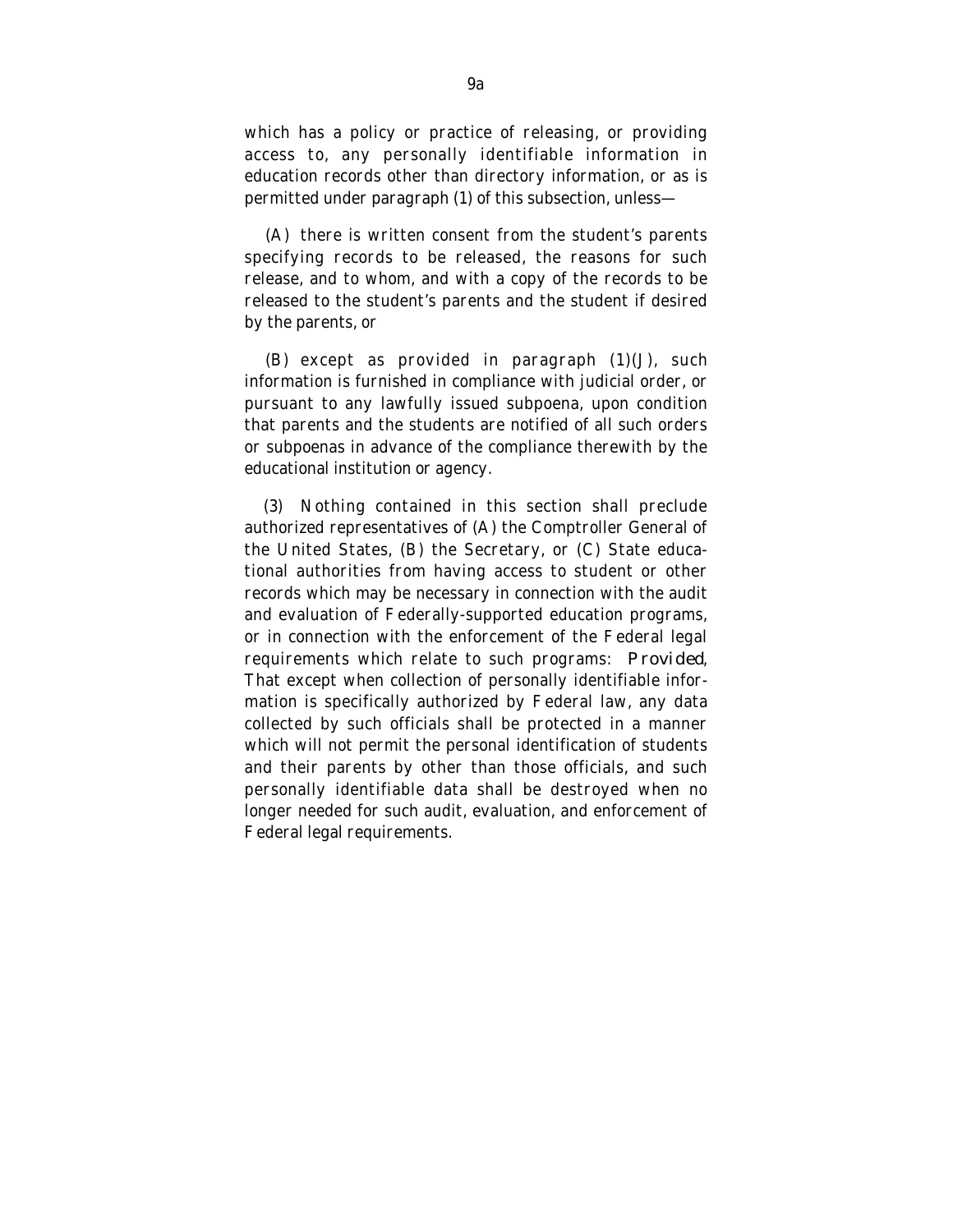which has a policy or practice of releasing, or providing access to, any personally identifiable information in education records other than directory information, or as is permitted under paragraph (1) of this subsection, unless—

(A) there is written consent from the student's parents specifying records to be released, the reasons for such release, and to whom, and with a copy of the records to be released to the student's parents and the student if desired by the parents, or

(B) except as provided in paragraph (1)(J), such information is furnished in compliance with judicial order, or pursuant to any lawfully issued subpoena, upon condition that parents and the students are notified of all such orders or subpoenas in advance of the compliance therewith by the educational institution or agency.

(3) Nothing contained in this section shall preclude authorized representatives of (A) the Comptroller General of the United States, (B) the Secretary, or (C) State educational authorities from having access to student or other records which may be necessary in connection with the audit and evaluation of Federally-supported education programs, or in connection with the enforcement of the Federal legal requirements which relate to such programs: *Provided*, That except when collection of personally identifiable information is specifically authorized by Federal law, any data collected by such officials shall be protected in a manner which will not permit the personal identification of students and their parents by other than those officials, and such personally identifiable data shall be destroyed when no longer needed for such audit, evaluation, and enforcement of Federal legal requirements.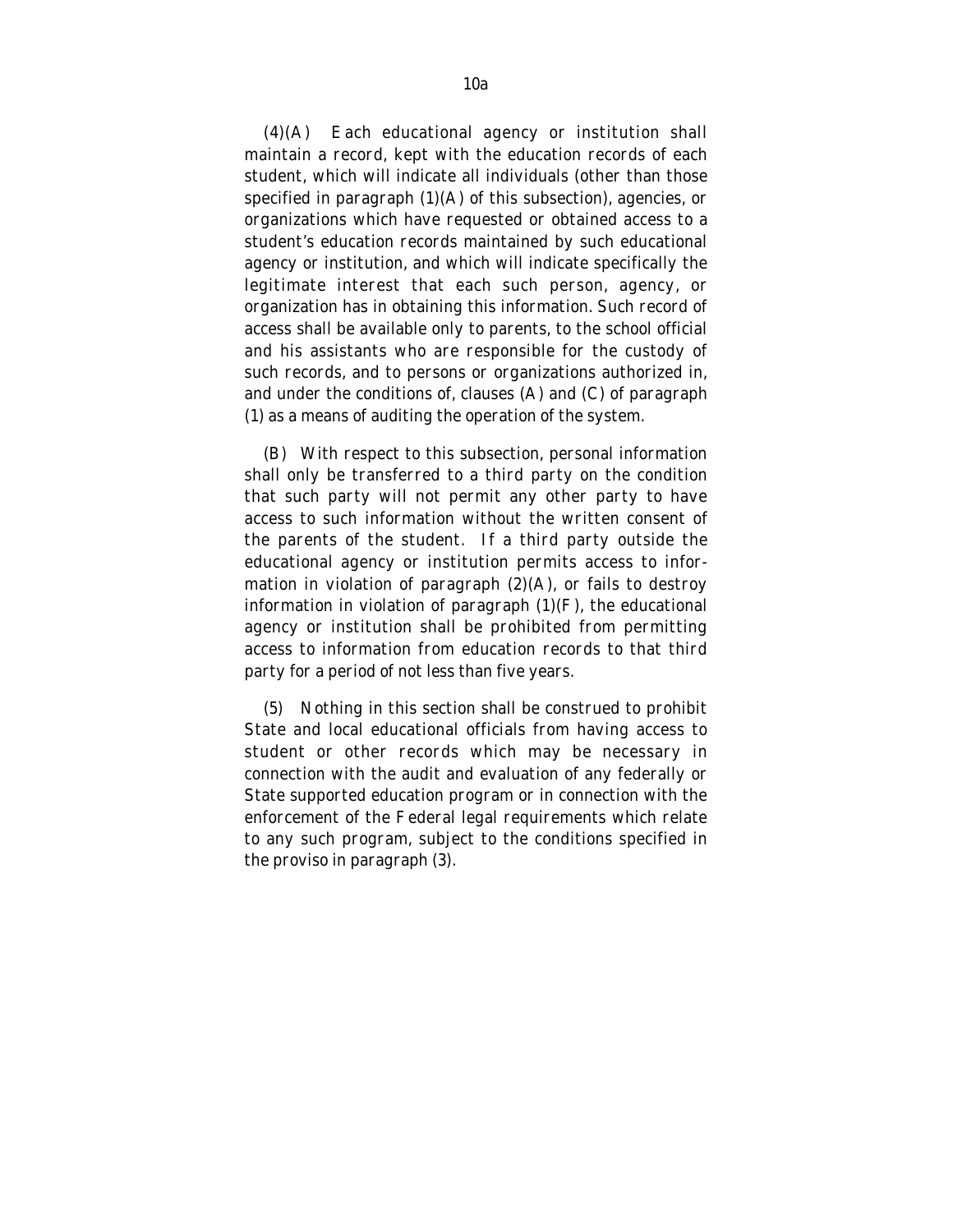(4)(A) Each educational agency or institution shall maintain a record, kept with the education records of each student, which will indicate all individuals (other than those specified in paragraph (1)(A) of this subsection), agencies, or organizations which have requested or obtained access to a student's education records maintained by such educational agency or institution, and which will indicate specifically the legitimate interest that each such person, agency, or organization has in obtaining this information. Such record of access shall be available only to parents, to the school official and his assistants who are responsible for the custody of such records, and to persons or organizations authorized in, and under the conditions of, clauses (A) and (C) of paragraph (1) as a means of auditing the operation of the system.

(B) With respect to this subsection, personal information shall only be transferred to a third party on the condition that such party will not permit any other party to have access to such information without the written consent of the parents of the student. If a third party outside the educational agency or institution permits access to information in violation of paragraph (2)(A), or fails to destroy information in violation of paragraph (1)(F), the educational agency or institution shall be prohibited from permitting access to information from education records to that third party for a period of not less than five years.

(5) Nothing in this section shall be construed to prohibit State and local educational officials from having access to student or other records which may be necessary in connection with the audit and evaluation of any federally or State supported education program or in connection with the enforcement of the Federal legal requirements which relate to any such program, subject to the conditions specified in the proviso in paragraph (3).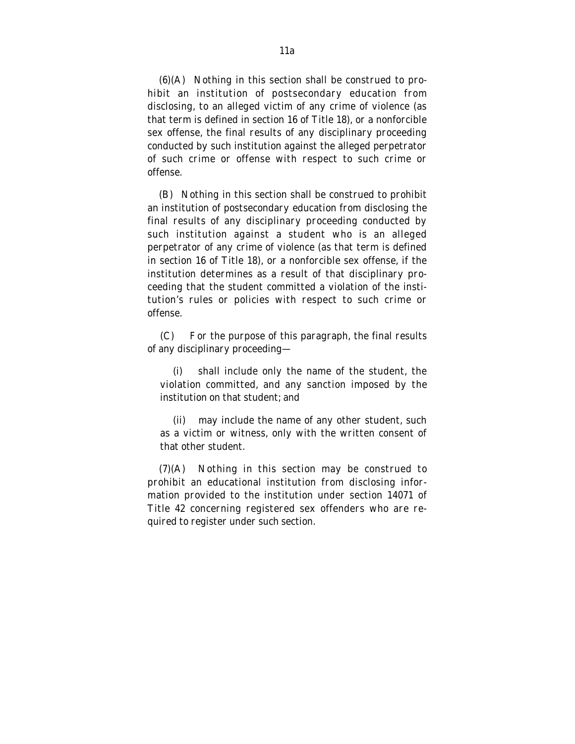(6)(A) Nothing in this section shall be construed to prohibit an institution of postsecondary education from disclosing, to an alleged victim of any crime of violence (as that term is defined in section 16 of Title 18), or a nonforcible sex offense, the final results of any disciplinary proceeding conducted by such institution against the alleged perpetrator of such crime or offense with respect to such crime or offense.

(B) Nothing in this section shall be construed to prohibit an institution of postsecondary education from disclosing the final results of any disciplinary proceeding conducted by such institution against a student who is an alleged perpetrator of any crime of violence (as that term is defined in section 16 of Title 18), or a nonforcible sex offense, if the institution determines as a result of that disciplinary proceeding that the student committed a violation of the institution's rules or policies with respect to such crime or offense.

(C) For the purpose of this paragraph, the final results of any disciplinary proceeding—

(i) shall include only the name of the student, the violation committed, and any sanction imposed by the institution on that student; and

(ii) may include the name of any other student, such as a victim or witness, only with the written consent of that other student.

(7)(A) Nothing in this section may be construed to prohibit an educational institution from disclosing information provided to the institution under section 14071 of Title 42 concerning registered sex offenders who are required to register under such section.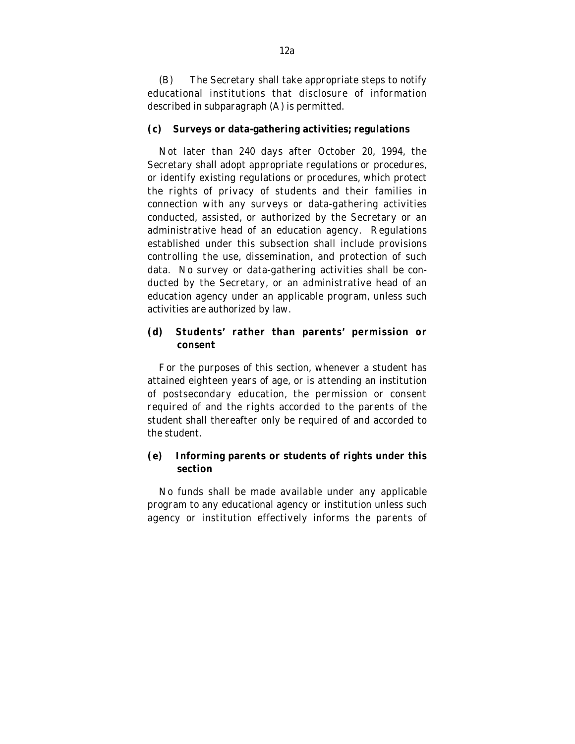(B) The Secretary shall take appropriate steps to notify educational institutions that disclosure of information described in subparagraph (A) is permitted.

**(c) Surveys or data-gathering activities; regulations**

Not later than 240 days after October 20, 1994, the Secretary shall adopt appropriate regulations or procedures, or identify existing regulations or procedures, which protect the rights of privacy of students and their families in connection with any surveys or data-gathering activities conducted, assisted, or authorized by the Secretary or an administrative head of an education agency. Regulations established under this subsection shall include provisions controlling the use, dissemination, and protection of such data. No survey or data-gathering activities shall be conducted by the Secretary, or an administrative head of an education agency under an applicable program, unless such activities are authorized by law.

**(d) Students' rather than parents' permission or consent**

For the purposes of this section, whenever a student has attained eighteen years of age, or is attending an institution of postsecondary education, the permission or consent required of and the rights accorded to the parents of the student shall thereafter only be required of and accorded to the student.

**(e) Informing parents or students of rights under this section**

No funds shall be made available under any applicable program to any educational agency or institution unless such agency or institution effectively informs the parents of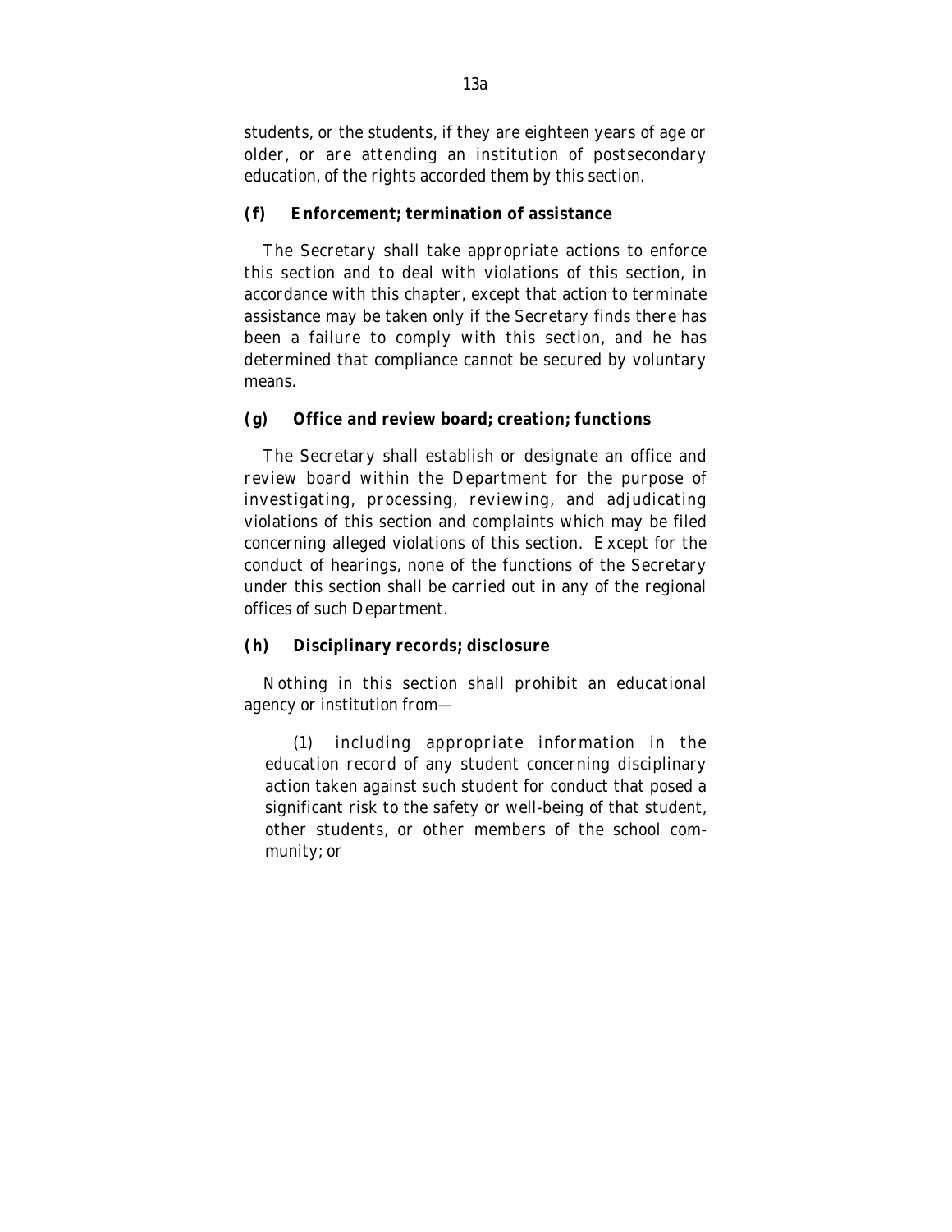students, or the students, if they are eighteen years of age or older, or are attending an institution of postsecondary education, of the rights accorded them by this section.

**(f) Enforcement; termination of assistance**

The Secretary shall take appropriate actions to enforce this section and to deal with violations of this section, in accordance with this chapter, except that action to terminate assistance may be taken only if the Secretary finds there has been a failure to comply with this section, and he has determined that compliance cannot be secured by voluntary means.

**(g) Office and review board; creation; functions**

The Secretary shall establish or designate an office and review board within the Department for the purpose of investigating, processing, reviewing, and adjudicating violations of this section and complaints which may be filed concerning alleged violations of this section. Except for the conduct of hearings, none of the functions of the Secretary under this section shall be carried out in any of the regional offices of such Department.

**(h) Disciplinary records; disclosure**

Nothing in this section shall prohibit an educational agency or institution from—

(1) including appropriate information in the education record of any student concerning disciplinary action taken against such student for conduct that posed a significant risk to the safety or well-being of that student, other students, or other members of the school community; or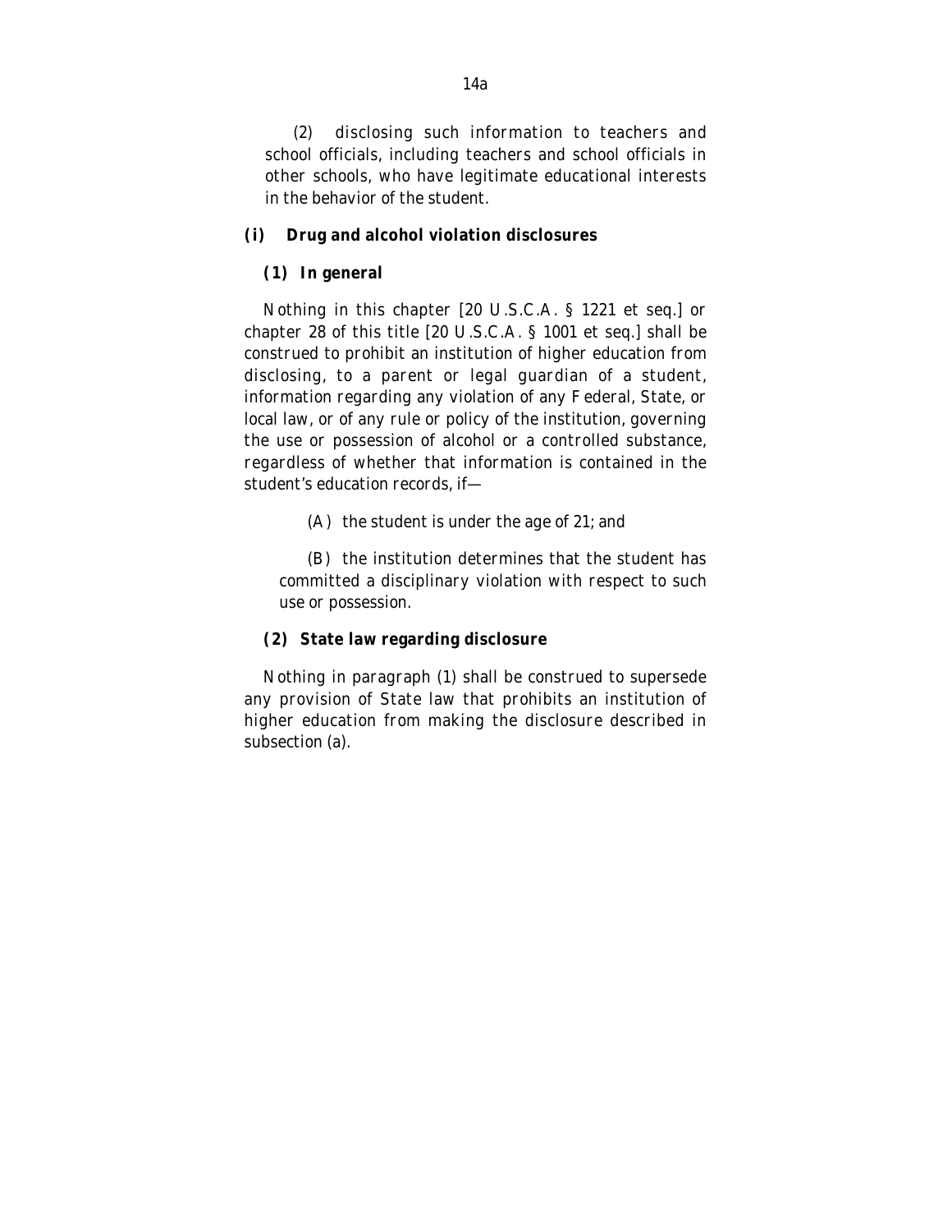(2) disclosing such information to teachers and school officials, including teachers and school officials in other schools, who have legitimate educational interests in the behavior of the student.

**(i) Drug and alcohol violation disclosures**

**(1) In general**

Nothing in this chapter [20 U.S.C.A. § 1221 et seq.] or chapter 28 of this title [20 U.S.C.A. § 1001 et seq.] shall be construed to prohibit an institution of higher education from disclosing, to a parent or legal guardian of a student, information regarding any violation of any Federal, State, or local law, or of any rule or policy of the institution, governing the use or possession of alcohol or a controlled substance, regardless of whether that information is contained in the student's education records, if—

(A) the student is under the age of 21; and

(B) the institution determines that the student has committed a disciplinary violation with respect to such use or possession.

**(2) State law regarding disclosure**

Nothing in paragraph (1) shall be construed to supersede any provision of State law that prohibits an institution of higher education from making the disclosure described in subsection (a).